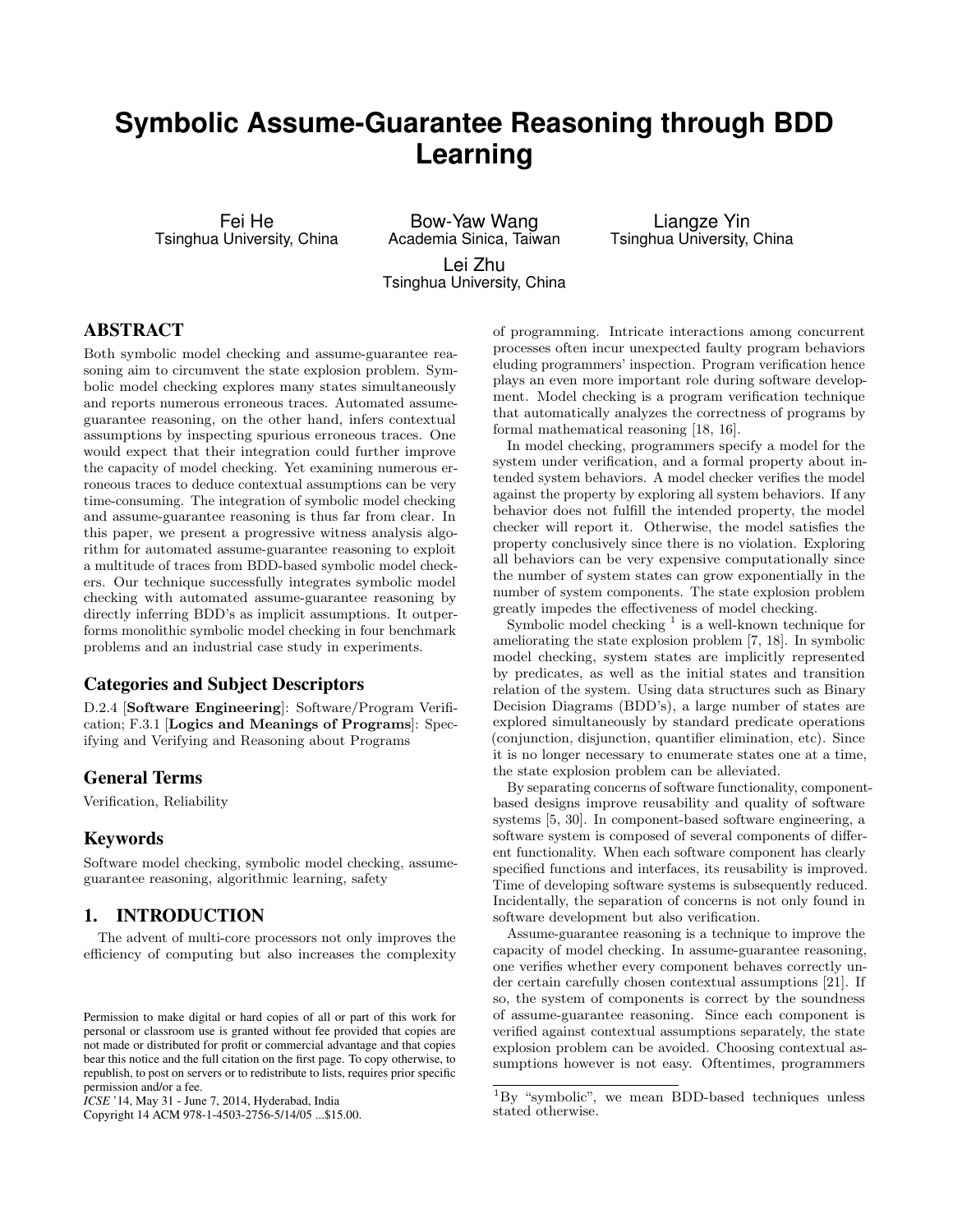# Symbolic Assume-Guarantee Reasoning through BDD Learning

Fei He
Tsinghua University, China

Bow-Yaw Wang
Academia Sinica, Taiwan

Liangze Yin
Tsinghua University, China

Lei Zhu
Tsinghua University, China

## ABSTRACT

Both symbolic model checking and assume-guarantee reasoning aim to circumvent the state explosion problem. Symbolic model checking explores many states simultaneously and reports numerous erroneous traces. Automated assume-guarantee reasoning, on the other hand, infers contextual assumptions by inspecting spurious erroneous traces. One would expect that their integration could further improve the capacity of model checking. Yet examining numerous erroneous traces to deduce contextual assumptions can be very time-consuming. The integration of symbolic model checking and assume-guarantee reasoning is thus far from clear. In this paper, we present a progressive witness analysis algorithm for automated assume-guarantee reasoning to exploit a multitude of traces from BDD-based symbolic model checkers. Our technique successfully integrates symbolic model checking with automated assume-guarantee reasoning by directly inferring BDD's as implicit assumptions. It outperforms monolithic symbolic model checking in four benchmark problems and an industrial case study in experiments.

### Categories and Subject Descriptors

D.2.4 [**Software Engineering**]: Software/Program Verification; F.3.1 [**Logics and Meanings of Programs**]: Specifying and Verifying and Reasoning about Programs

### General Terms

Verification, Reliability

### Keywords

Software model checking, symbolic model checking, assume-guarantee reasoning, algorithmic learning, safety

## 1. INTRODUCTION

The advent of multi-core processors not only improves the efficiency of computing but also increases the complexity of programming. Intricate interactions among concurrent processes often incur unexpected faulty program behaviors eluding programmers' inspection. Program verification hence plays an even more important role during software development. Model checking is a program verification technique that automatically analyzes the correctness of programs by formal mathematical reasoning [18, 16].

In model checking, programmers specify a model for the system under verification, and a formal property about intended system behaviors. A model checker verifies the model against the property by exploring all system behaviors. If any behavior does not fulfill the intended property, the model checker will report it. Otherwise, the model satisfies the property conclusively since there is no violation. Exploring all behaviors can be very expensive computationally since the number of system states can grow exponentially in the number of system components. The state explosion problem greatly impedes the effectiveness of model checking.

Symbolic model checking [1] is a well-known technique for ameliorating the state explosion problem [7, 18]. In symbolic model checking, system states are implicitly represented by predicates, as well as the initial states and transition relation of the system. Using data structures such as Binary Decision Diagrams (BDD's), a large number of states are explored simultaneously by standard predicate operations (conjunction, disjunction, quantifier elimination, etc). Since it is no longer necessary to enumerate states one at a time, the state explosion problem can be alleviated.

By separating concerns of software functionality, component-based designs improve reusability and quality of software systems [5, 30]. In component-based software engineering, a software system is composed of several components of different functionality. When each software component has clearly specified functions and interfaces, its reusability is improved. Time of developing software systems is subsequently reduced. Incidentally, the separation of concerns is not only found in software development but also verification.

Assume-guarantee reasoning is a technique to improve the capacity of model checking. In assume-guarantee reasoning, one verifies whether every component behaves correctly under certain carefully chosen contextual assumptions [21]. If so, the system of components is correct by the soundness of assume-guarantee reasoning. Since each component is verified against contextual assumptions separately, the state explosion problem can be avoided. Choosing contextual assumptions however is not easy. Oftentimes, programmers

[1] By "symbolic", we mean BDD-based techniques unless stated otherwise.

Permission to make digital or hard copies of all or part of this work for personal or classroom use is granted without fee provided that copies are not made or distributed for profit or commercial advantage and that copies bear this notice and the full citation on the first page. To copy otherwise, to republish, to post on servers or to redistribute to lists, requires prior specific permission and/or a fee.
*ICSE* '14, May 31 - June 7, 2014, Hyderabad, India
Copyright 14 ACM 978-1-4503-2756-5/14/05 ...$15.00.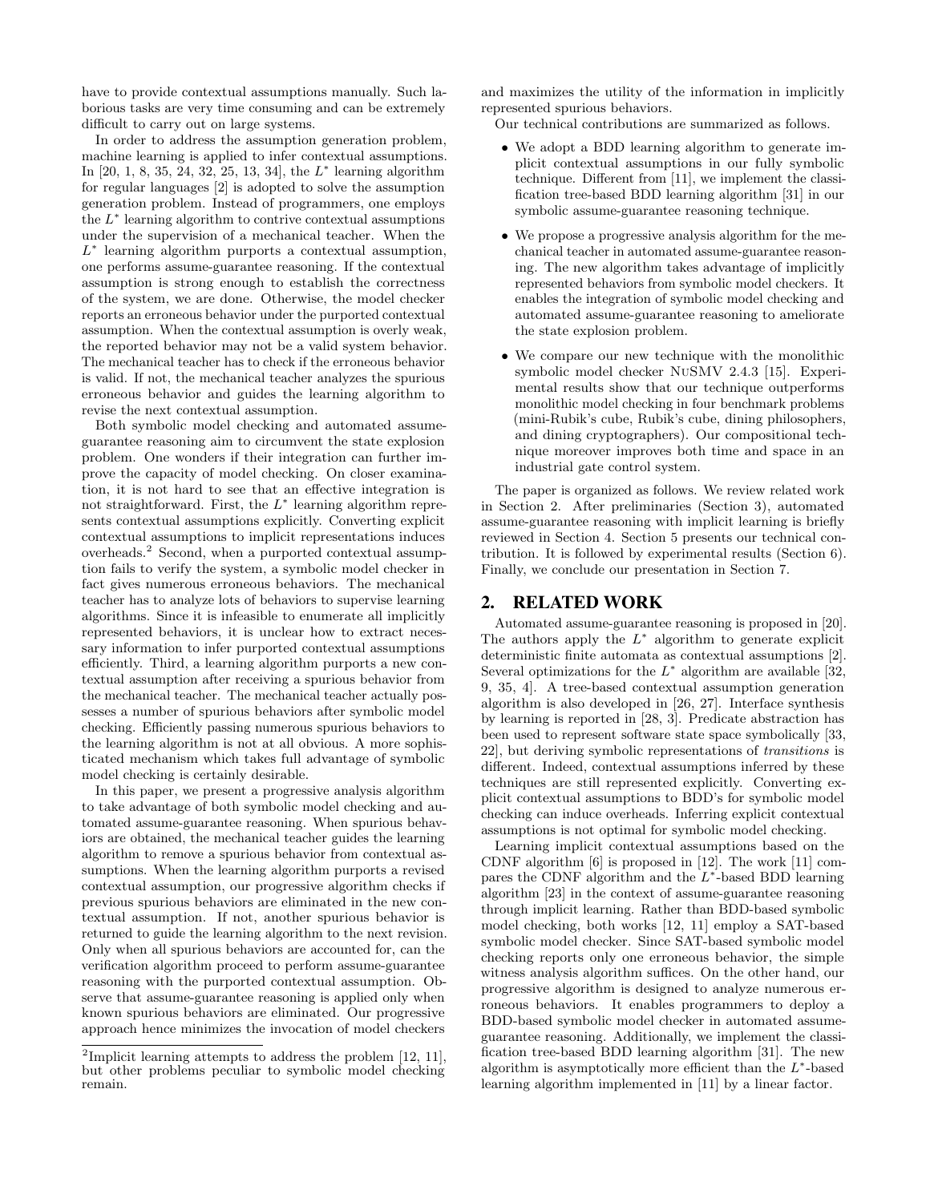have to provide contextual assumptions manually. Such laborious tasks are very time consuming and can be extremely difficult to carry out on large systems.

In order to address the assumption generation problem, machine learning is applied to infer contextual assumptions. In [20, 1, 8, 35, 24, 32, 25, 13, 34], the $L^*$ learning algorithm for regular languages [2] is adopted to solve the assumption generation problem. Instead of programmers, one employs the $L^*$ learning algorithm to contrive contextual assumptions under the supervision of a mechanical teacher. When the $L^*$ learning algorithm purports a contextual assumption, one performs assume-guarantee reasoning. If the contextual assumption is strong enough to establish the correctness of the system, we are done. Otherwise, the model checker reports an erroneous behavior under the purported contextual assumption. When the contextual assumption is overly weak, the reported behavior may not be a valid system behavior. The mechanical teacher has to check if the erroneous behavior is valid. If not, the mechanical teacher analyzes the spurious erroneous behavior and guides the learning algorithm to revise the next contextual assumption.

Both symbolic model checking and automated assume-guarantee reasoning aim to circumvent the state explosion problem. One wonders if their integration can further improve the capacity of model checking. On closer examination, it is not hard to see that an effective integration is not straightforward. First, the $L^*$ learning algorithm represents contextual assumptions explicitly. Converting explicit contextual assumptions to implicit representations induces overheads.[2] Second, when a purported contextual assumption fails to verify the system, a symbolic model checker in fact gives numerous erroneous behaviors. The mechanical teacher has to analyze lots of behaviors to supervise learning algorithms. Since it is infeasible to enumerate all implicitly represented behaviors, it is unclear how to extract necessary information to infer purported contextual assumptions efficiently. Third, a learning algorithm purports a new contextual assumption after receiving a spurious behavior from the mechanical teacher. The mechanical teacher actually possesses a number of spurious behaviors after symbolic model checking. Efficiently passing numerous spurious behaviors to the learning algorithm is not at all obvious. A more sophisticated mechanism which takes full advantage of symbolic model checking is certainly desirable.

In this paper, we present a progressive analysis algorithm to take advantage of both symbolic model checking and automated assume-guarantee reasoning. When spurious behaviors are obtained, the mechanical teacher guides the learning algorithm to remove a spurious behavior from contextual assumptions. When the learning algorithm purports a revised contextual assumption, our progressive algorithm checks if previous spurious behaviors are eliminated in the new contextual assumption. If not, another spurious behavior is returned to guide the learning algorithm to the next revision. Only when all spurious behaviors are accounted for, can the verification algorithm proceed to perform assume-guarantee reasoning with the purported contextual assumption. Observe that assume-guarantee reasoning is applied only when known spurious behaviors are eliminated. Our progressive approach hence minimizes the invocation of model checkers and maximizes the utility of the information in implicitly represented spurious behaviors.

[2]Implicit learning attempts to address the problem [12, 11], but other problems peculiar to symbolic model checking remain.

Our technical contributions are summarized as follows.

- We adopt a BDD learning algorithm to generate implicit contextual assumptions in our fully symbolic technique. Different from [11], we implement the classification tree-based BDD learning algorithm [31] in our symbolic assume-guarantee reasoning technique.
- We propose a progressive analysis algorithm for the mechanical teacher in automated assume-guarantee reasoning. The new algorithm takes advantage of implicitly represented behaviors from symbolic model checkers. It enables the integration of symbolic model checking and automated assume-guarantee reasoning to ameliorate the state explosion problem.
- We compare our new technique with the monolithic symbolic model checker NuSMV 2.4.3 [15]. Experimental results show that our technique outperforms monolithic model checking in four benchmark problems (mini-Rubik's cube, Rubik's cube, dining philosophers, and dining cryptographers). Our compositional technique moreover improves both time and space in an industrial gate control system.

The paper is organized as follows. We review related work in Section 2. After preliminaries (Section 3), automated assume-guarantee reasoning with implicit learning is briefly reviewed in Section 4. Section 5 presents our technical contribution. It is followed by experimental results (Section 6). Finally, we conclude our presentation in Section 7.

## 2. RELATED WORK

Automated assume-guarantee reasoning is proposed in [20]. The authors apply the $L^*$ algorithm to generate explicit deterministic finite automata as contextual assumptions [2]. Several optimizations for the $L^*$ algorithm are available [32, 9, 35, 4]. A tree-based contextual assumption generation algorithm is also developed in [26, 27]. Interface synthesis by learning is reported in [28, 3]. Predicate abstraction has been used to represent software state space symbolically [33, 22], but deriving symbolic representations of *transitions* is different. Indeed, contextual assumptions inferred by these techniques are still represented explicitly. Converting explicit contextual assumptions to BDD's for symbolic model checking can induce overheads. Inferring explicit contextual assumptions is not optimal for symbolic model checking.

Learning implicit contextual assumptions based on the CDNF algorithm [6] is proposed in [12]. The work [11] compares the CDNF algorithm and the $L^*$-based BDD learning algorithm [23] in the context of assume-guarantee reasoning through implicit learning. Rather than BDD-based symbolic model checking, both works [12, 11] employ a SAT-based symbolic model checker. Since SAT-based symbolic model checking reports only one erroneous behavior, the simple witness analysis algorithm suffices. On the other hand, our progressive algorithm is designed to analyze numerous erroneous behaviors. It enables programmers to deploy a BDD-based symbolic model checker in automated assume-guarantee reasoning. Additionally, we implement the classification tree-based BDD learning algorithm [31]. The new algorithm is asymptotically more efficient than the $L^*$-based learning algorithm implemented in [11] by a linear factor.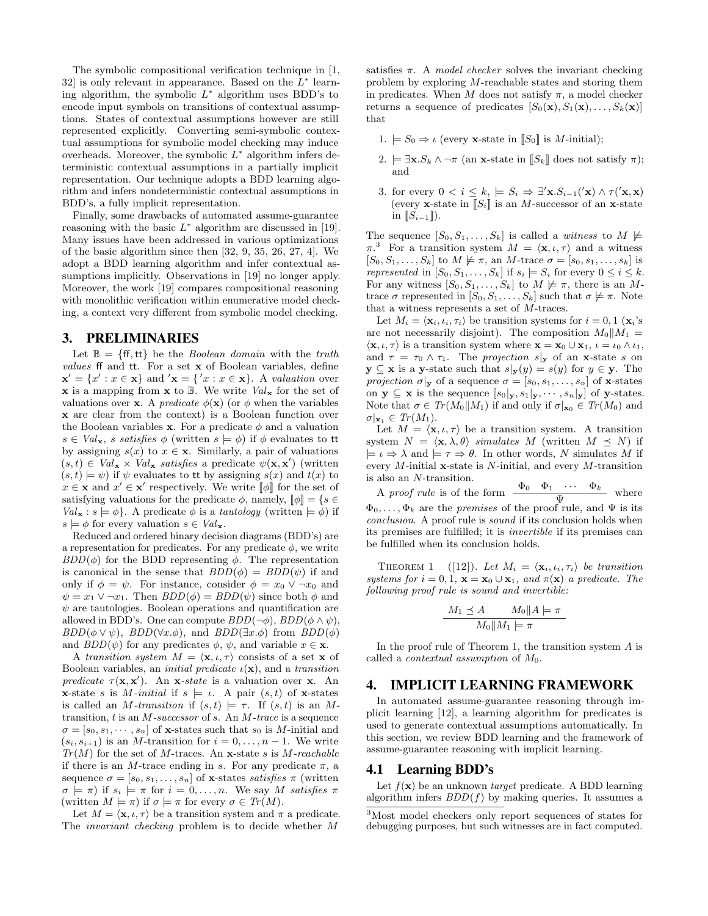The symbolic compositional verification technique in [1, 32] is only relevant in appearance. Based on the $L^*$ learning algorithm, the symbolic $L^*$ algorithm uses BDD's to encode input symbols on transitions of contextual assumptions. States of contextual assumptions however are still represented explicitly. Converting semi-symbolic contextual assumptions for symbolic model checking may induce overheads. Moreover, the symbolic $L^*$ algorithm infers deterministic contextual assumptions in a partially implicit representation. Our technique adopts a BDD learning algorithm and infers nondeterministic contextual assumptions in BDD's, a fully implicit representation.

Finally, some drawbacks of automated assume-guarantee reasoning with the basic $L^*$ algorithm are discussed in [19]. Many issues have been addressed in various optimizations of the basic algorithm since then [32, 9, 35, 26, 27, 4]. We adopt a BDD learning algorithm and infer contextual assumptions implicitly. Observations in [19] no longer apply. Moreover, the work [19] compares compositional reasoning with monolithic verification within enumerative model checking, a context very different from symbolic model checking.

## 3. PRELIMINARIES

Let $\mathbb{B} = \{\mathsf{ff}, \mathsf{tt}\}$ be the *Boolean domain* with the *truth values* $\mathsf{ff}$ and $\mathsf{tt}$. For a set $\mathbf{x}$ of Boolean variables, define $\mathbf{x}' = \{x' : x \in \mathbf{x}\}$ and $'\mathbf{x} = \{'x : x \in \mathbf{x}\}$. A *valuation* over $\mathbf{x}$ is a mapping from $\mathbf{x}$ to $\mathbb{B}$. We write $Val_{\mathbf{x}}$ for the set of valuations over $\mathbf{x}$. A *predicate* $\phi(\mathbf{x})$ (or $\phi$ when the variables $\mathbf{x}$ are clear from the context) is a Boolean function over the Boolean variables $\mathbf{x}$. For a predicate $\phi$ and a valuation $s \in Val_{\mathbf{x}}$, *s satisfies* $\phi$ (written $s \models \phi$) if $\phi$ evaluates to $\mathsf{tt}$ by assigning $s(x)$ to $x \in \mathbf{x}$. Similarly, a pair of valuations $(s, t) \in Val_{\mathbf{x}} \times Val_{\mathbf{x}}$ *satisfies* a predicate $\psi(\mathbf{x}, \mathbf{x}')$ (written $(s, t) \models \psi$) if $\psi$ evaluates to $\mathsf{tt}$ by assigning $s(x)$ and $t(x)$ to $x \in \mathbf{x}$ and $x' \in \mathbf{x}'$ respectively. We write $[\![\phi]\!]$ for the set of satisfying valuations for the predicate $\phi$, namely, $[\![\phi]\!] = \{s \in Val_{\mathbf{x}} : s \models \phi\}$. A predicate $\phi$ is a *tautology* (written $\models \phi$) if $s \models \phi$ for every valuation $s \in Val_{\mathbf{x}}$.

Reduced and ordered binary decision diagrams (BDD's) are a representation for predicates. For any predicate $\phi$, we write $BDD(\phi)$ for the BDD representing $\phi$. The representation is canonical in the sense that $BDD(\phi) = BDD(\psi)$ if and only if $\phi = \psi$. For instance, consider $\phi = x_0 \vee \neg x_0$ and $\psi = x_1 \vee \neg x_1$. Then $BDD(\phi) = BDD(\psi)$ since both $\phi$ and $\psi$ are tautologies. Boolean operations and quantification are allowed in BDD's. One can compute $BDD(\neg\phi)$, $BDD(\phi \wedge \psi)$, $BDD(\phi \vee \psi)$, $BDD(\forall x.\phi)$, and $BDD(\exists x.\phi)$ from $BDD(\phi)$ and $BDD(\psi)$ for any predicates $\phi$, $\psi$, and variable $x \in \mathbf{x}$.

A *transition system* $M = \langle \mathbf{x}, \iota, \tau \rangle$ consists of a set $\mathbf{x}$ of Boolean variables, an *initial predicate* $\iota(\mathbf{x})$, and a *transition predicate* $\tau(\mathbf{x}, \mathbf{x}')$. An $\mathbf{x}$*-state* is a valuation over $\mathbf{x}$. An $\mathbf{x}$-state $s$ is $M$*-initial* if $s \models \iota$. A pair $(s, t)$ of $\mathbf{x}$-states is called an $M$*-transition* if $(s, t) \models \tau$. If $(s, t)$ is an $M$-transition, $t$ is an $M$*-successor* of $s$. An $M$*-trace* is a sequence $\sigma = [s_0, s_1, \cdots, s_n]$ of $\mathbf{x}$-states such that $s_0$ is $M$-initial and $(s_i, s_{i+1})$ is an $M$-transition for $i = 0, \ldots, n-1$. We write $Tr(M)$ for the set of $M$-traces. An $\mathbf{x}$-state $s$ is $M$*-reachable* if there is an $M$-trace ending in $s$. For any predicate $\pi$, a sequence $\sigma = [s_0, s_1, \ldots, s_n]$ of $\mathbf{x}$-states *satisfies* $\pi$ (written $\sigma \models \pi$) if $s_i \models \pi$ for $i = 0, \ldots, n$. We say $M$ *satisfies* $\pi$ (written $M \models \pi$) if $\sigma \models \pi$ for every $\sigma \in Tr(M)$.

Let $M = \langle \mathbf{x}, \iota, \tau \rangle$ be a transition system and $\pi$ a predicate. The *invariant checking* problem is to decide whether $M$ satisfies $\pi$. A *model checker* solves the invariant checking problem by exploring $M$-reachable states and storing them in predicates. When $M$ does not satisfy $\pi$, a model checker returns a sequence of predicates $[S_0(\mathbf{x}), S_1(\mathbf{x}), \ldots, S_k(\mathbf{x})]$ that

1. $\models S_0 \Rightarrow \iota$ (every $\mathbf{x}$-state in $[\![S_0]\!]$ is $M$-initial);
2. $\models \exists \mathbf{x}.S_k \wedge \neg\pi$ (an $\mathbf{x}$-state in $[\![S_k]\!]$ does not satisfy $\pi$); and
3. for every $0 < i \leq k$, $\models S_i \Rightarrow \exists'\mathbf{x}.S_{i-1}('\mathbf{x}) \wedge \tau('\mathbf{x}, \mathbf{x})$ (every $\mathbf{x}$-state in $[\![S_i]\!]$ is an $M$-successor of an $\mathbf{x}$-state in $[\![S_{i-1}]\!]$).

The sequence $[S_0, S_1, \ldots, S_k]$ is called a *witness* to $M \not\models \pi$.[3] For a transition system $M = \langle \mathbf{x}, \iota, \tau \rangle$ and a witness $[S_0, S_1, \ldots, S_k]$ to $M \not\models \pi$, an $M$-trace $\sigma = [s_0, s_1, \ldots, s_k]$ is *represented* in $[S_0, S_1, \ldots, S_k]$ if $s_i \models S_i$ for every $0 \leq i \leq k$. For any witness $[S_0, S_1, \ldots, S_k]$ to $M \not\models \pi$, there is an $M$-trace $\sigma$ represented in $[S_0, S_1, \ldots, S_k]$ such that $\sigma \not\models \pi$. Note that a witness represents a set of $M$-traces.

Let $M_i = \langle \mathbf{x}_i, \iota_i, \tau_i \rangle$ be transition systems for $i = 0, 1$ ($\mathbf{x}_i$'s are not necessarily disjoint). The composition $M_0 \| M_1 = \langle \mathbf{x}, \iota, \tau \rangle$ is a transition system where $\mathbf{x} = \mathbf{x}_0 \cup \mathbf{x}_1$, $\iota = \iota_0 \wedge \iota_1$, and $\tau = \tau_0 \wedge \tau_1$. The *projection* $s|_{\mathbf{y}}$ of an $\mathbf{x}$-state $s$ on $\mathbf{y} \subseteq \mathbf{x}$ is a $\mathbf{y}$-state such that $s|_{\mathbf{y}}(y) = s(y)$ for $y \in \mathbf{y}$. The *projection* $\sigma|_{\mathbf{y}}$ of a sequence $\sigma = [s_0, s_1, \ldots, s_n]$ of $\mathbf{x}$-states on $\mathbf{y} \subseteq \mathbf{x}$ is the sequence $[s_0|_{\mathbf{y}}, s_1|_{\mathbf{y}}, \cdots, s_n|_{\mathbf{y}}]$ of $\mathbf{y}$-states. Note that $\sigma \in Tr(M_0 \| M_1)$ if and only if $\sigma|_{\mathbf{x}_0} \in Tr(M_0)$ and $\sigma|_{\mathbf{x}_1} \in Tr(M_1)$.

Let $M = \langle \mathbf{x}, \iota, \tau \rangle$ be a transition system. A transition system $N = \langle \mathbf{x}, \lambda, \theta \rangle$ *simulates* $M$ (written $M \preceq N$) if $\models \iota \Rightarrow \lambda$ and $\models \tau \Rightarrow \theta$. In other words, $N$ simulates $M$ if every $M$-initial $\mathbf{x}$-state is $N$-initial, and every $M$-transition is also an $N$-transition.

A *proof rule* is of the form $\dfrac{\Phi_0 \quad \Phi_1 \quad \cdots \quad \Phi_k}{\Psi}$ where $\Phi_0, \ldots, \Phi_k$ are the *premises* of the proof rule, and $\Psi$ is its *conclusion*. A proof rule is *sound* if its conclusion holds when its premises are fulfilled; it is *invertible* if its premises can be fulfilled when its conclusion holds.

THEOREM 1 ([12]). *Let $M_i = \langle \mathbf{x}_i, \iota_i, \tau_i \rangle$ be transition systems for $i = 0, 1$, $\mathbf{x} = \mathbf{x}_0 \cup \mathbf{x}_1$, and $\pi(\mathbf{x})$ a predicate. The following proof rule is sound and invertible:*

$$\frac{M_1 \preceq A \qquad M_0 \| A \models \pi}{M_0 \| M_1 \models \pi}$$

In the proof rule of Theorem 1, the transition system $A$ is called a *contextual assumption* of $M_0$.

## 4. IMPLICIT LEARNING FRAMEWORK

In automated assume-guarantee reasoning through implicit learning [12], a learning algorithm for predicates is used to generate contextual assumptions automatically. In this section, we review BDD learning and the framework of assume-guarantee reasoning with implicit learning.

### 4.1 Learning BDD's

Let $f(\mathbf{x})$ be an unknown *target* predicate. A BDD learning algorithm infers $BDD(f)$ by making queries. It assumes a

[3] Most model checkers only report sequences of states for debugging purposes, but such witnesses are in fact computed.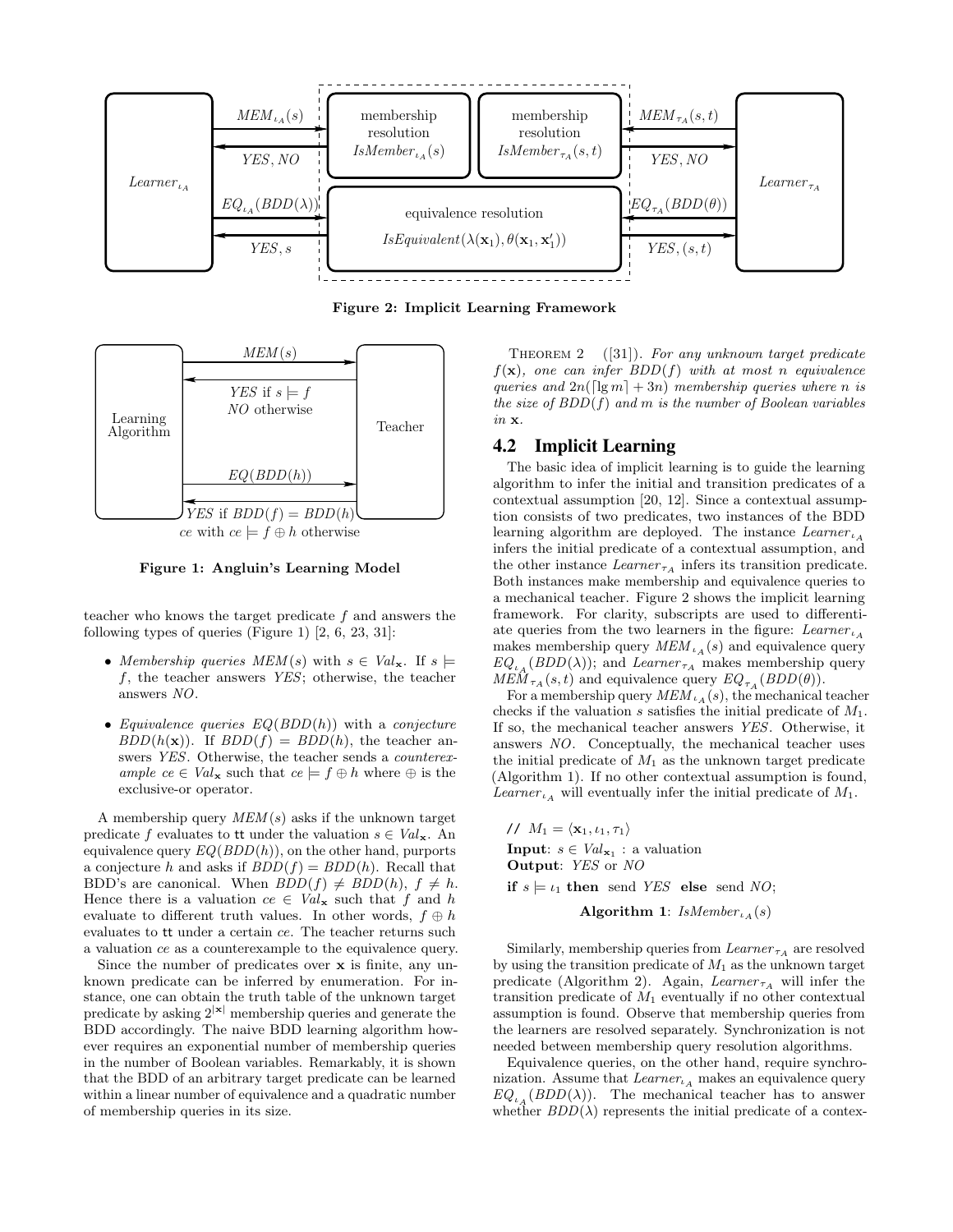**Figure 2: Implicit Learning Framework**

**Figure 1: Angluin's Learning Model**

teacher who knows the target predicate $f$ and answers the following types of queries (Figure 1) [2, 6, 23, 31]:

- *Membership queries* $MEM(s)$ with $s \in Val_{\mathbf{x}}$. If $s \models f$, the teacher answers *YES*; otherwise, the teacher answers *NO*.
- *Equivalence queries* $EQ(BDD(h))$ with a *conjecture* $BDD(h(\mathbf{x}))$. If $BDD(f) = BDD(h)$, the teacher answers *YES*. Otherwise, the teacher sends a *counterexample* $ce \in Val_{\mathbf{x}}$ such that $ce \models f \oplus h$ where $\oplus$ is the exclusive-or operator.

A membership query $MEM(s)$ asks if the unknown target predicate $f$ evaluates to $\mathtt{tt}$ under the valuation $s \in Val_{\mathbf{x}}$. An equivalence query $EQ(BDD(h))$, on the other hand, purports a conjecture $h$ and asks if $BDD(f) = BDD(h)$. Recall that BDD's are canonical. When $BDD(f) \neq BDD(h)$, $f \neq h$. Hence there is a valuation $ce \in Val_{\mathbf{x}}$ such that $f$ and $h$ evaluate to different truth values. In other words, $f \oplus h$ evaluates to $\mathtt{tt}$ under a certain $ce$. The teacher returns such a valuation $ce$ as a counterexample to the equivalence query.

Since the number of predicates over $\mathbf{x}$ is finite, any unknown predicate can be inferred by enumeration. For instance, one can obtain the truth table of the unknown target predicate by asking $2^{|\mathbf{x}|}$ membership queries and generate the BDD accordingly. The naive BDD learning algorithm however requires an exponential number of membership queries in the number of Boolean variables. Remarkably, it is shown that the BDD of an arbitrary target predicate can be learned within a linear number of equivalence and a quadratic number of membership queries in its size.

THEOREM 2 ([31]). *For any unknown target predicate $f(\mathbf{x})$, one can infer $BDD(f)$ with at most $n$ equivalence queries and $2n(\lceil \lg m \rceil + 3n)$ membership queries where $n$ is the size of $BDD(f)$ and $m$ is the number of Boolean variables in $\mathbf{x}$.*

## 4.2 Implicit Learning

The basic idea of implicit learning is to guide the learning algorithm to infer the initial and transition predicates of a contextual assumption [20, 12]. Since a contextual assumption consists of two predicates, two instances of the BDD learning algorithm are deployed. The instance $Learner_{\iota_A}$ infers the initial predicate of a contextual assumption, and the other instance $Learner_{\tau_A}$ infers its transition predicate. Both instances make membership and equivalence queries to a mechanical teacher. Figure 2 shows the implicit learning framework. For clarity, subscripts are used to differentiate queries from the two learners in the figure: $Learner_{\iota_A}$ makes membership query $MEM_{\iota_A}(s)$ and equivalence query $EQ_{\iota_A}(BDD(\lambda))$; and $Learner_{\tau_A}$ makes membership query $MEM_{\tau_A}(s,t)$ and equivalence query $EQ_{\tau_A}(BDD(\theta))$.

For a membership query $MEM_{\iota_A}(s)$, the mechanical teacher checks if the valuation $s$ satisfies the initial predicate of $M_1$. If so, the mechanical teacher answers *YES*. Otherwise, it answers *NO*. Conceptually, the mechanical teacher uses the initial predicate of $M_1$ as the unknown target predicate (Algorithm 1). If no other contextual assumption is found, $Learner_{\iota_A}$ will eventually infer the initial predicate of $M_1$.

```
// M1 = ⟨x1, ι1, τ1⟩
Input: s ∈ Val_x1 : a valuation
Output: YES or NO
if s ⊨ ι1 then send YES else send NO;
```

**Algorithm 1**: $IsMember_{\iota_A}(s)$

Similarly, membership queries from $Learner_{\tau_A}$ are resolved by using the transition predicate of $M_1$ as the unknown target predicate (Algorithm 2). Again, $Learner_{\tau_A}$ will infer the transition predicate of $M_1$ eventually if no other contextual assumption is found. Observe that membership queries from the learners are resolved separately. Synchronization is not needed between membership query resolution algorithms.

Equivalence queries, on the other hand, require synchronization. Assume that $Learner_{\iota_A}$ makes an equivalence query $EQ_{\iota_A}(BDD(\lambda))$. The mechanical teacher has to answer whether $BDD(\lambda)$ represents the initial predicate of a contex-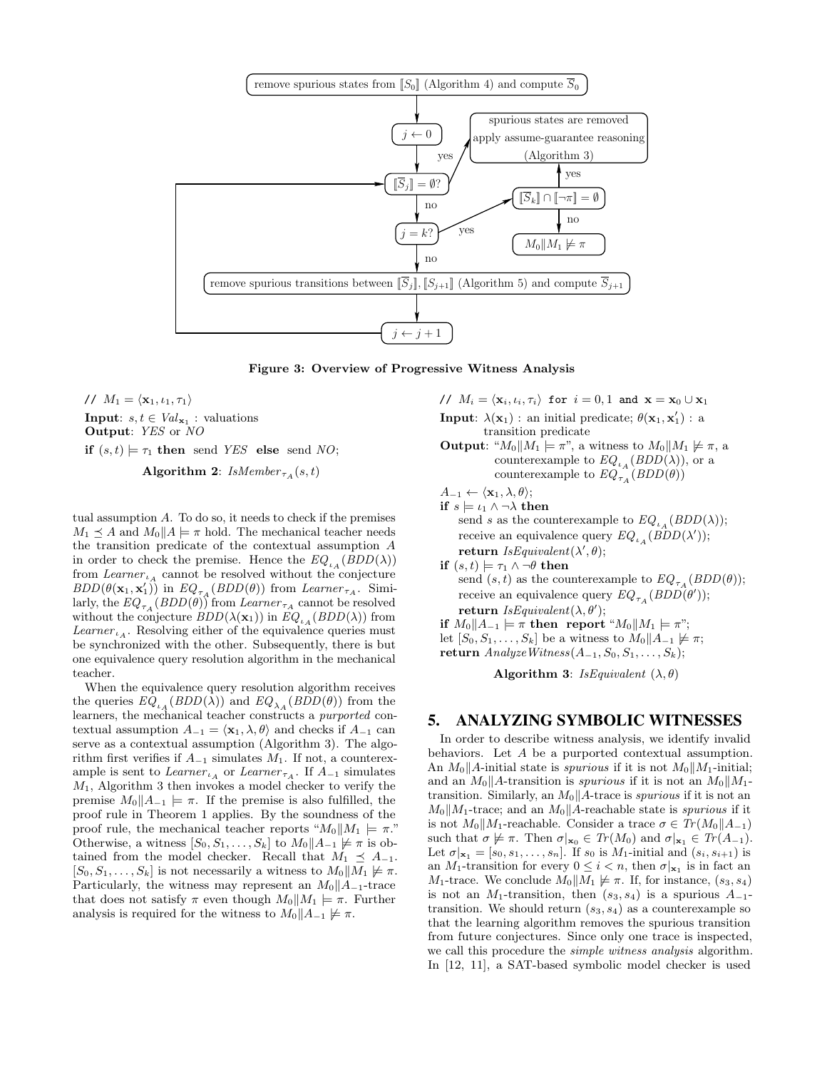Figure 3: Overview of Progressive Witness Analysis

```
// M_1 = ⟨x_1, ι_1, τ_1⟩
Input: s, t ∈ Val_{x_1} : valuations
Output: YES or NO
if (s, t) ⊨ τ_1 then send YES else send NO;
```

**Algorithm 2**: $IsMember_{\tau_A}(s, t)$

tual assumption $A$. To do so, it needs to check if the premises $M_1 \preceq A$ and $M_0 \| A \models \pi$ hold. The mechanical teacher needs the transition predicate of the contextual assumption $A$ in order to check the premise. Hence the $EQ_{\iota_A}(BDD(\lambda))$ from $Learner_{\iota_A}$ cannot be resolved without the conjecture $BDD(\theta(\mathbf{x}_1, \mathbf{x}_1'))$ in $EQ_{\tau_A}(BDD(\theta))$ from $Learner_{\tau_A}$. Similarly, the $EQ_{\tau_A}(BDD(\theta))$ from $Learner_{\tau_A}$ cannot be resolved without the conjecture $BDD(\lambda(\mathbf{x}_1))$ in $EQ_{\iota_A}(BDD(\lambda))$ from $Learner_{\iota_A}$. Resolving either of the equivalence queries must be synchronized with the other. Subsequently, there is but one equivalence query resolution algorithm in the mechanical teacher.

When the equivalence query resolution algorithm receives the queries $EQ_{\iota_A}(BDD(\lambda))$ and $EQ_{\lambda_A}(BDD(\theta))$ from the learners, the mechanical teacher constructs a *purported* contextual assumption $A_{-1} = \langle \mathbf{x}_1, \lambda, \theta \rangle$ and checks if $A_{-1}$ can serve as a contextual assumption (Algorithm 3). The algorithm first verifies if $A_{-1}$ simulates $M_1$. If not, a counterexample is sent to $Learner_{\iota_A}$ or $Learner_{\tau_A}$. If $A_{-1}$ simulates $M_1$, Algorithm 3 then invokes a model checker to verify the premise $M_0 \| A_{-1} \models \pi$. If the premise is also fulfilled, the proof rule in Theorem 1 applies. By the soundness of the proof rule, the mechanical teacher reports "$M_0 \| M_1 \models \pi$." Otherwise, a witness $[S_0, S_1, \ldots, S_k]$ to $M_0 \| A_{-1} \not\models \pi$ is obtained from the model checker. Recall that $M_1 \preceq A_{-1}$. $[S_0, S_1, \ldots, S_k]$ is not necessarily a witness to $M_0 \| M_1 \not\models \pi$. Particularly, the witness may represent an $M_0 \| A_{-1}$-trace that does not satisfy $\pi$ even though $M_0 \| M_1 \models \pi$. Further analysis is required for the witness to $M_0 \| A_{-1} \not\models \pi$.

```
// M_i = ⟨x_i, ι_i, τ_i⟩ for i = 0, 1 and x = x_0 ∪ x_1
Input: λ(x_1) : an initial predicate; θ(x_1, x_1') : a
       transition predicate
Output: "M_0‖M_1 ⊨ π", a witness to M_0‖M_1 ⊭ π, a
        counterexample to EQ_{ι_A}(BDD(λ)), or a
        counterexample to EQ_{τ_A}(BDD(θ))
A_{-1} ← ⟨x_1, λ, θ⟩;
if s ⊨ ι_1 ∧ ¬λ then
    send s as the counterexample to EQ_{ι_A}(BDD(λ));
    receive an equivalence query EQ_{ι_A}(BDD(λ'));
    return IsEquivalent(λ', θ);
if (s, t) ⊨ τ_1 ∧ ¬θ then
    send (s, t) as the counterexample to EQ_{τ_A}(BDD(θ));
    receive an equivalence query EQ_{τ_A}(BDD(θ'));
    return IsEquivalent(λ, θ');
if M_0‖A_{-1} ⊨ π then report "M_0‖M_1 ⊨ π";
let [S_0, S_1, ..., S_k] be a witness to M_0‖A_{-1} ⊭ π;
return AnalyzeWitness(A_{-1}, S_0, S_1, ..., S_k);
```

**Algorithm 3**: *IsEquivalent* $(\lambda, \theta)$

## 5. ANALYZING SYMBOLIC WITNESSES

In order to describe witness analysis, we identify invalid behaviors. Let $A$ be a purported contextual assumption. An $M_0 \| A$-initial state is *spurious* if it is not $M_0 \| M_1$-initial; and an $M_0 \| A$-transition is *spurious* if it is not an $M_0 \| M_1$-transition. Similarly, an $M_0 \| A$-trace is *spurious* if it is not an $M_0 \| M_1$-trace; and an $M_0 \| A$-reachable state is *spurious* if it is not $M_0 \| M_1$-reachable. Consider a trace $\sigma \in Tr(M_0 \| A_{-1})$ such that $\sigma \not\models \pi$. Then $\sigma|_{\mathbf{x}_0} \in Tr(M_0)$ and $\sigma|_{\mathbf{x}_1} \in Tr(A_{-1})$. Let $\sigma|_{\mathbf{x}_1} = [s_0, s_1, \ldots, s_n]$. If $s_0$ is $M_1$-initial and $(s_i, s_{i+1})$ is an $M_1$-transition for every $0 \leq i < n$, then $\sigma|_{\mathbf{x}_1}$ is in fact an $M_1$-trace. We conclude $M_0 \| M_1 \not\models \pi$. If, for instance, $(s_3, s_4)$ is not an $M_1$-transition, then $(s_3, s_4)$ is a spurious $A_{-1}$-transition. We should return $(s_3, s_4)$ as a counterexample so that the learning algorithm removes the spurious transition from future conjectures. Since only one trace is inspected, we call this procedure the *simple witness analysis* algorithm. In [12, 11], a SAT-based symbolic model checker is used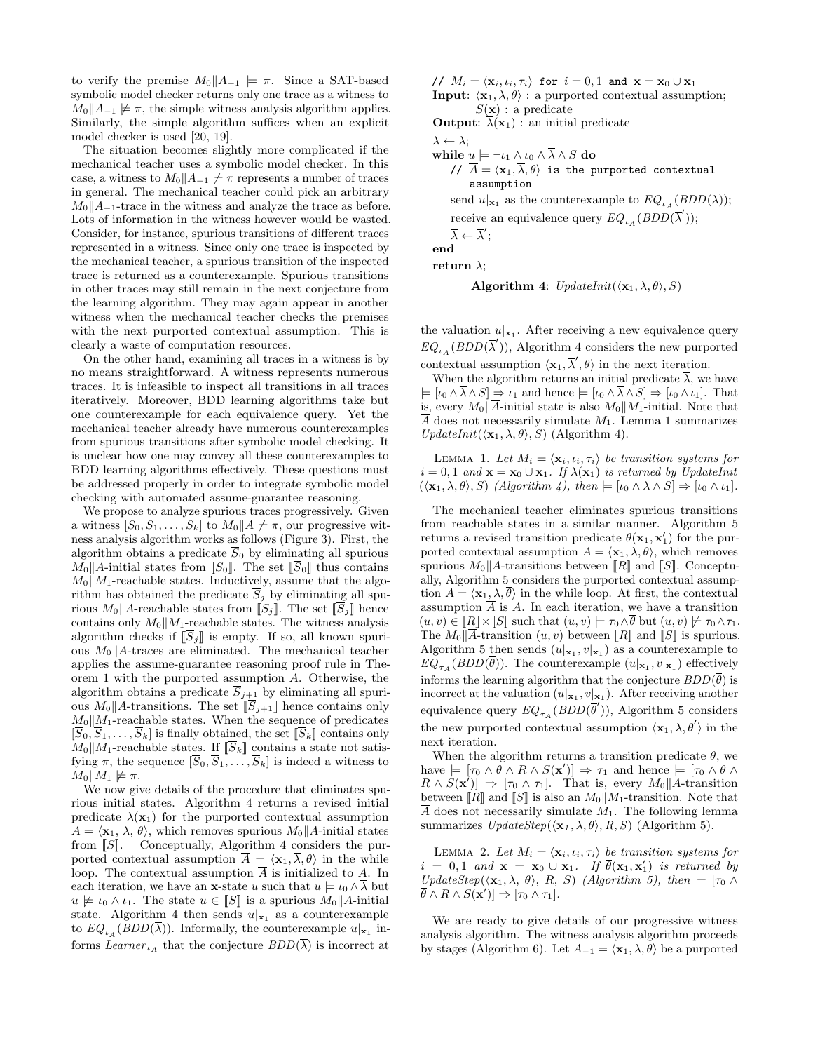to verify the premise $M_0 \| A_{-1} \models \pi$. Since a SAT-based symbolic model checker returns only one trace as a witness to $M_0 \| A_{-1} \not\models \pi$, the simple witness analysis algorithm applies. Similarly, the simple algorithm suffices when an explicit model checker is used [20, 19].

The situation becomes slightly more complicated if the mechanical teacher uses a symbolic model checker. In this case, a witness to $M_0 \| A_{-1} \not\models \pi$ represents a number of traces in general. The mechanical teacher could pick an arbitrary $M_0 \| A_{-1}$-trace in the witness and analyze the trace as before. Lots of information in the witness however would be wasted. Consider, for instance, spurious transitions of different traces represented in a witness. Since only one trace is inspected by the mechanical teacher, a spurious transition of the inspected trace is returned as a counterexample. Spurious transitions in other traces may still remain in the next conjecture from the learning algorithm. They may again appear in another witness when the mechanical teacher checks the premises with the next purported contextual assumption. This is clearly a waste of computation resources.

On the other hand, examining all traces in a witness is by no means straightforward. A witness represents numerous traces. It is infeasible to inspect all transitions in all traces iteratively. Moreover, BDD learning algorithms take but one counterexample for each equivalence query. Yet the mechanical teacher already have numerous counterexamples from spurious transitions after symbolic model checking. It is unclear how one may convey all these counterexamples to BDD learning algorithms effectively. These questions must be addressed properly in order to integrate symbolic model checking with automated assume-guarantee reasoning.

We propose to analyze spurious traces progressively. Given a witness $[S_0, S_1, \ldots, S_k]$ to $M_0 \| A \not\models \pi$, our progressive witness analysis algorithm works as follows (Figure 3). First, the algorithm obtains a predicate $\overline{S}_0$ by eliminating all spurious $M_0 \| A$-initial states from $[\![S_0]\!]$. The set $[\![\overline{S}_0]\!]$ thus contains $M_0 \| M_1$-reachable states. Inductively, assume that the algorithm has obtained the predicate $\overline{S}_j$ by eliminating all spurious $M_0 \| A$-reachable states from $[\![S_j]\!]$. The set $[\![\overline{S}_j]\!]$ hence contains only $M_0 \| M_1$-reachable states. The witness analysis algorithm checks if $[\![\overline{S}_j]\!]$ is empty. If so, all known spurious $M_0 \| A$-traces are eliminated. The mechanical teacher applies the assume-guarantee reasoning proof rule in Theorem 1 with the purported assumption $A$. Otherwise, the algorithm obtains a predicate $\overline{S}_{j+1}$ by eliminating all spurious $M_0 \| A$-transitions. The set $[\![\overline{S}_{j+1}]\!]$ hence contains only $M_0 \| M_1$-reachable states. When the sequence of predicates $[\overline{S}_0, \overline{S}_1, \ldots, \overline{S}_k]$ is finally obtained, the set $[\![\overline{S}_k]\!]$ contains only $M_0 \| M_1$-reachable states. If $[\![\overline{S}_k]\!]$ contains a state not satisfying $\pi$, the sequence $[\overline{S}_0, \overline{S}_1, \ldots, \overline{S}_k]$ is indeed a witness to $M_0 \| M_1 \not\models \pi$.

We now give details of the procedure that eliminates spurious initial states. Algorithm 4 returns a revised initial predicate $\overline{\lambda}(\mathbf{x}_1)$ for the purported contextual assumption $A = \langle \mathbf{x}_1, \lambda, \theta \rangle$, which removes spurious $M_0 \| A$-initial states from $[\![S]\!]$. Conceptually, Algorithm 4 considers the purported contextual assumption $\overline{A} = \langle \mathbf{x}_1, \overline{\lambda}, \theta \rangle$ in the while loop. The contextual assumption $\overline{A}$ is initialized to $A$. In each iteration, we have an $\mathbf{x}$-state $u$ such that $u \models \iota_0 \wedge \overline{\lambda}$ but $u \not\models \iota_0 \wedge \iota_1$. The state $u \in [\![S]\!]$ is a spurious $M_0 \| A$-initial state. Algorithm 4 then sends $u|_{\mathbf{x}_1}$ as a counterexample to $EQ_{\iota_A}(BDD(\overline{\lambda}))$. Informally, the counterexample $u|_{\mathbf{x}_1}$ informs $Learner_{\iota_A}$ that the conjecture $BDD(\overline{\lambda})$ is incorrect at the valuation $u|_{\mathbf{x}_1}$. After receiving a new equivalence query $EQ_{\iota_A}(BDD(\overline{\lambda}'))$, Algorithm 4 considers the new purported contextual assumption $\langle \mathbf{x}_1, \overline{\lambda}', \theta \rangle$ in the next iteration.

```
// M_i = ⟨x_i, ι_i, τ_i⟩ for i = 0,1 and x = x_0 ∪ x_1
Input: ⟨x_1, λ, θ⟩ : a purported contextual assumption;
       S(x) : a predicate
Output: λ̄(x_1) : an initial predicate
λ̄ ← λ;
while u ⊨ ¬ι_1 ∧ ι_0 ∧ λ̄ ∧ S do
    // Ā = ⟨x_1, λ̄, θ⟩ is the purported contextual assumption
    send u|_{x_1} as the counterexample to EQ_{ι_A}(BDD(λ̄));
    receive an equivalence query EQ_{ι_A}(BDD(λ̄'));
    λ̄ ← λ̄';
end
return λ̄;
```

**Algorithm 4**: $UpdateInit(\langle \mathbf{x}_1, \lambda, \theta \rangle, S)$

When the algorithm returns an initial predicate $\overline{\lambda}$, we have $\models [\iota_0 \wedge \overline{\lambda} \wedge S] \Rightarrow \iota_1$ and hence $\models [\iota_0 \wedge \overline{\lambda} \wedge S] \Rightarrow [\iota_0 \wedge \iota_1]$. That is, every $M_0 \| \overline{A}$-initial state is also $M_0 \| M_1$-initial. Note that $\overline{A}$ does not necessarily simulate $M_1$. Lemma 1 summarizes $UpdateInit(\langle \mathbf{x}_1, \lambda, \theta \rangle, S)$ (Algorithm 4).

LEMMA 1. *Let $M_i = \langle \mathbf{x}_i, \iota_i, \tau_i \rangle$ be transition systems for $i = 0, 1$ and $\mathbf{x} = \mathbf{x}_0 \cup \mathbf{x}_1$. If $\overline{\lambda}(\mathbf{x}_1)$ is returned by UpdateInit $(\langle \mathbf{x}_1, \lambda, \theta \rangle, S)$ (Algorithm 4), then $\models [\iota_0 \wedge \overline{\lambda} \wedge S] \Rightarrow [\iota_0 \wedge \iota_1]$.*

The mechanical teacher eliminates spurious transitions from reachable states in a similar manner. Algorithm 5 returns a revised transition predicate $\overline{\theta}(\mathbf{x}_1, \mathbf{x}_1')$ for the purported contextual assumption $A = \langle \mathbf{x}_1, \lambda, \theta \rangle$, which removes spurious $M_0 \| A$-transitions between $[\![R]\!]$ and $[\![S]\!]$. Conceptually, Algorithm 5 considers the purported contextual assumption $\overline{A} = \langle \mathbf{x}_1, \lambda, \overline{\theta} \rangle$ in the while loop. At first, the contextual assumption $\overline{A}$ is $A$. In each iteration, we have a transition $(u, v) \in [\![R]\!] \times [\![S]\!]$ such that $(u, v) \models \tau_0 \wedge \overline{\theta}$ but $(u, v) \not\models \tau_0 \wedge \tau_1$. The $M_0 \| \overline{A}$-transition $(u, v)$ between $[\![R]\!]$ and $[\![S]\!]$ is spurious. Algorithm 5 then sends $(u|_{\mathbf{x}_1}, v|_{\mathbf{x}_1})$ as a counterexample to $EQ_{\tau_A}(BDD(\overline{\theta}))$. The counterexample $(u|_{\mathbf{x}_1}, v|_{\mathbf{x}_1})$ effectively informs the learning algorithm that the conjecture $BDD(\overline{\theta})$ is incorrect at the valuation $(u|_{\mathbf{x}_1}, v|_{\mathbf{x}_1})$. After receiving another equivalence query $EQ_{\tau_A}(BDD(\overline{\theta}'))$, Algorithm 5 considers the new purported contextual assumption $\langle \mathbf{x}_1, \lambda, \overline{\theta}' \rangle$ in the next iteration.

When the algorithm returns a transition predicate $\overline{\theta}$, we have $\models [\tau_0 \wedge \overline{\theta} \wedge R \wedge S(\mathbf{x}')] \Rightarrow \tau_1$ and hence $\models [\tau_0 \wedge \overline{\theta} \wedge R \wedge S(\mathbf{x}')] \Rightarrow [\tau_0 \wedge \tau_1]$. That is, every $M_0 \| \overline{A}$-transition between $[\![R]\!]$ and $[\![S]\!]$ is also an $M_0 \| M_1$-transition. Note that $\overline{A}$ does not necessarily simulate $M_1$. The following lemma summarizes $UpdateStep(\langle \mathbf{x}_1, \lambda, \theta \rangle, R, S)$ (Algorithm 5).

LEMMA 2. *Let $M_i = \langle \mathbf{x}_i, \iota_i, \tau_i \rangle$ be transition systems for $i = 0, 1$ and $\mathbf{x} = \mathbf{x}_0 \cup \mathbf{x}_1$. If $\overline{\theta}(\mathbf{x}_1, \mathbf{x}_1')$ is returned by $UpdateStep(\langle \mathbf{x}_1, \lambda, \theta \rangle, R, S)$ (Algorithm 5), then $\models [\tau_0 \wedge \overline{\theta} \wedge R \wedge S(\mathbf{x}')] \Rightarrow [\tau_0 \wedge \tau_1]$.*

We are ready to give details of our progressive witness analysis algorithm. The witness analysis algorithm proceeds by stages (Algorithm 6). Let $A_{-1} = \langle \mathbf{x}_1, \lambda, \theta \rangle$ be a purported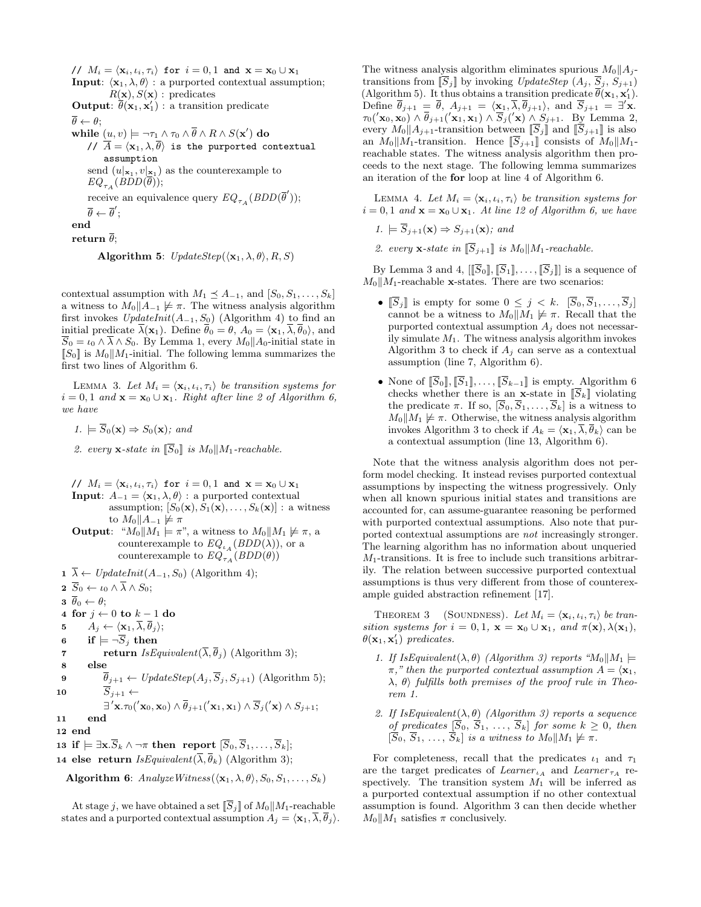```
// M_i = ⟨x_i, ι_i, τ_i⟩ for i = 0,1 and x = x_0 ∪ x_1
Input: ⟨x_1, λ, θ⟩ : a purported contextual assumption;
       R(x), S(x) : predicates
Output: θ̄(x_1, x_1') : a transition predicate
θ̄ ← θ;
while (u, v) ⊨ ¬τ_1 ∧ τ_0 ∧ θ̄ ∧ R ∧ S(x') do
    // Ā = ⟨x_1, λ, θ̄⟩ is the purported contextual assumption
    send (u|_{x_1}, v|_{x_1}) as the counterexample to EQ_{τ_A}(BDD(θ̄));
    receive an equivalence query EQ_{τ_A}(BDD(θ̄'));
    θ̄ ← θ̄';
end
return θ̄;
```

**Algorithm 5**: *UpdateStep*$(\langle \mathbf{x}_1, \lambda, \theta\rangle, R, S)$

contextual assumption with $M_1 \preceq A_{-1}$, and $[S_0, S_1, \ldots, S_k]$ a witness to $M_0 \| A_{-1} \not\models \pi$. The witness analysis algorithm first invokes *UpdateInit*$(A_{-1}, S_0)$ (Algorithm 4) to find an initial predicate $\overline{\lambda}(\mathbf{x}_1)$. Define $\overline{\theta}_0 = \theta$, $A_0 = \langle \mathbf{x}_1, \overline{\lambda}, \overline{\theta}_0\rangle$, and $\overline{S}_0 = \iota_0 \wedge \overline{\lambda} \wedge S_0$. By Lemma 1, every $M_0 \| A_0$-initial state in $[\![ S_0 ]\!]$ is $M_0 \| M_1$-initial. The following lemma summarizes the first two lines of Algorithm 6.

Lemma 3. *Let $M_i = \langle \mathbf{x}_i, \iota_i, \tau_i\rangle$ be transition systems for $i = 0, 1$ and $\mathbf{x} = \mathbf{x}_0 \cup \mathbf{x}_1$. Right after line 2 of Algorithm 6, we have*

1. *$\models \overline{S}_0(\mathbf{x}) \Rightarrow S_0(\mathbf{x})$; and*
2. *every $\mathbf{x}$-state in $[\![\overline{S}_0]\!]$ is $M_0 \| M_1$-reachable.*

```
// M_i = ⟨x_i, ι_i, τ_i⟩ for i = 0,1 and x = x_0 ∪ x_1
Input: A_{-1} = ⟨x_1, λ, θ⟩ : a purported contextual
       assumption; [S_0(x), S_1(x), ..., S_k(x)] : a witness
       to M_0 || A_{-1} ⊭ π
Output: "M_0 || M_1 ⊨ π", a witness to M_0 || M_1 ⊭ π, a
        counterexample to EQ_{ι_A}(BDD(λ)), or a
        counterexample to EQ_{τ_A}(BDD(θ))
1  λ̄ ← UpdateInit(A_{-1}, S_0) (Algorithm 4);
2  S̄_0 ← ι_0 ∧ λ̄ ∧ S_0;
3  θ̄_0 ← θ;
4  for j ← 0 to k − 1 do
5      A_j ← ⟨x_1, λ̄, θ̄_j⟩;
6      if ⊨ ¬S̄_j then
7          return IsEquivalent(λ̄, θ̄_j) (Algorithm 3);
8      else
9          θ̄_{j+1} ← UpdateStep(A_j, S̄_j, S_{j+1}) (Algorithm 5);
10         S̄_{j+1} ←
             ∃'x.τ_0('x_0, x_0) ∧ θ̄_{j+1}('x_1, x_1) ∧ S̄_j('x) ∧ S_{j+1};
11     end
12 end
13 if ⊨ ∃x.S̄_k ∧ ¬π then report [S̄_0, S̄_1, ..., S̄_k];
14 else return IsEquivalent(λ̄, θ̄_k) (Algorithm 3);
```

**Algorithm 6**: *AnalyzeWitness*$(\langle \mathbf{x}_1, \lambda, \theta\rangle, S_0, S_1, \ldots, S_k)$

At stage $j$, we have obtained a set $[\![\overline{S}_j]\!]$ of $M_0 \| M_1$-reachable states and a purported contextual assumption $A_j = \langle \mathbf{x}_1, \overline{\lambda}, \overline{\theta}_j\rangle$. The witness analysis algorithm eliminates spurious $M_0 \| A_j$-transitions from $[\![\overline{S}_j]\!]$ by invoking *UpdateStep* $(A_j, \overline{S}_j, S_{j+1})$ (Algorithm 5). It thus obtains a transition predicate $\overline{\theta}(\mathbf{x}_1, \mathbf{x}_1')$. Define $\overline{\theta}_{j+1} = \overline{\theta}$, $A_{j+1} = \langle \mathbf{x}_1, \overline{\lambda}, \overline{\theta}_{j+1}\rangle$, and $\overline{S}_{j+1} = \exists' \mathbf{x}. \tau_0('\mathbf{x}_0, \mathbf{x}_0) \wedge \overline{\theta}_{j+1}('\mathbf{x}_1, \mathbf{x}_1) \wedge \overline{S}_j('\mathbf{x}) \wedge S_{j+1}$. By Lemma 2, every $M_0 \| A_{j+1}$-transition between $[\![\overline{S}_j]\!]$ and $[\![\overline{S}_{j+1}]\!]$ is also an $M_0 \| M_1$-transition. Hence $[\![\overline{S}_{j+1}]\!]$ consists of $M_0 \| M_1$-reachable states. The witness analysis algorithm then proceeds to the next stage. The following lemma summarizes an iteration of the **for** loop at line 4 of Algorithm 6.

Lemma 4. *Let $M_i = \langle \mathbf{x}_i, \iota_i, \tau_i\rangle$ be transition systems for $i = 0, 1$ and $\mathbf{x} = \mathbf{x}_0 \cup \mathbf{x}_1$. At line 12 of Algorithm 6, we have*

1. *$\models \overline{S}_{j+1}(\mathbf{x}) \Rightarrow S_{j+1}(\mathbf{x})$; and*
2. *every $\mathbf{x}$-state in $[\![\overline{S}_{j+1}]\!]$ is $M_0 \| M_1$-reachable.*

By Lemma 3 and 4, $[[\![\overline{S}_0]\!], [\![\overline{S}_1]\!], \ldots, [\![\overline{S}_j]\!]]$ is a sequence of $M_0 \| M_1$-reachable $\mathbf{x}$-states. There are two scenarios:

- $[\![\overline{S}_j]\!]$ is empty for some $0 \leq j < k$. $[\overline{S}_0, \overline{S}_1, \ldots, \overline{S}_j]$ cannot be a witness to $M_0 \| M_1 \not\models \pi$. Recall that the purported contextual assumption $A_j$ does not necessarily simulate $M_1$. The witness analysis algorithm invokes Algorithm 3 to check if $A_j$ can serve as a contextual assumption (line 7, Algorithm 6).
- None of $[\![\overline{S}_0]\!], [\![\overline{S}_1]\!], \ldots, [\![\overline{S}_{k-1}]\!]$ is empty. Algorithm 6 checks whether there is an $\mathbf{x}$-state in $[\![\overline{S}_k]\!]$ violating the predicate $\pi$. If so, $[\overline{S}_0, \overline{S}_1, \ldots, \overline{S}_k]$ is a witness to $M_0 \| M_1 \not\models \pi$. Otherwise, the witness analysis algorithm invokes Algorithm 3 to check if $A_k = \langle \mathbf{x}_1, \overline{\lambda}, \overline{\theta}_k\rangle$ can be a contextual assumption (line 13, Algorithm 6).

Note that the witness analysis algorithm does not perform model checking. It instead revises purported contextual assumptions by inspecting the witness progressively. Only when all known spurious initial states and transitions are accounted for, can assume-guarantee reasoning be performed with purported contextual assumptions. Also note that purported contextual assumptions are *not* increasingly stronger. The learning algorithm has no information about unqueried $M_1$-transitions. It is free to include such transitions arbitrarily. The relation between successive purported contextual assumptions is thus very different from those of counterexample guided abstraction refinement [17].

Theorem 3 (Soundness). *Let $M_i = \langle \mathbf{x}_i, \iota_i, \tau_i\rangle$ be transition systems for $i = 0, 1$, $\mathbf{x} = \mathbf{x}_0 \cup \mathbf{x}_1$, and $\pi(\mathbf{x}), \lambda(\mathbf{x}_1)$, $\theta(\mathbf{x}_1, \mathbf{x}_1')$ predicates.*

1. *If IsEquivalent$(\lambda, \theta)$ (Algorithm 3) reports "$M_0 \| M_1 \models \pi$," then the purported contextual assumption $A = \langle \mathbf{x}_1, \lambda, \theta\rangle$ fulfills both premises of the proof rule in Theorem 1.*
2. *If IsEquivalent$(\lambda, \theta)$ (Algorithm 3) reports a sequence of predicates $[\overline{S}_0, \overline{S}_1, \ldots, \overline{S}_k]$ for some $k \geq 0$, then $[\overline{S}_0, \overline{S}_1, \ldots, \overline{S}_k]$ is a witness to $M_0 \| M_1 \not\models \pi$.*

For completeness, recall that the predicates $\iota_1$ and $\tau_1$ are the target predicates of $Learner_{\iota_A}$ and $Learner_{\tau_A}$ respectively. The transition system $M_1$ will be inferred as a purported contextual assumption if no other contextual assumption is found. Algorithm 3 can then decide whether $M_0 \| M_1$ satisfies $\pi$ conclusively.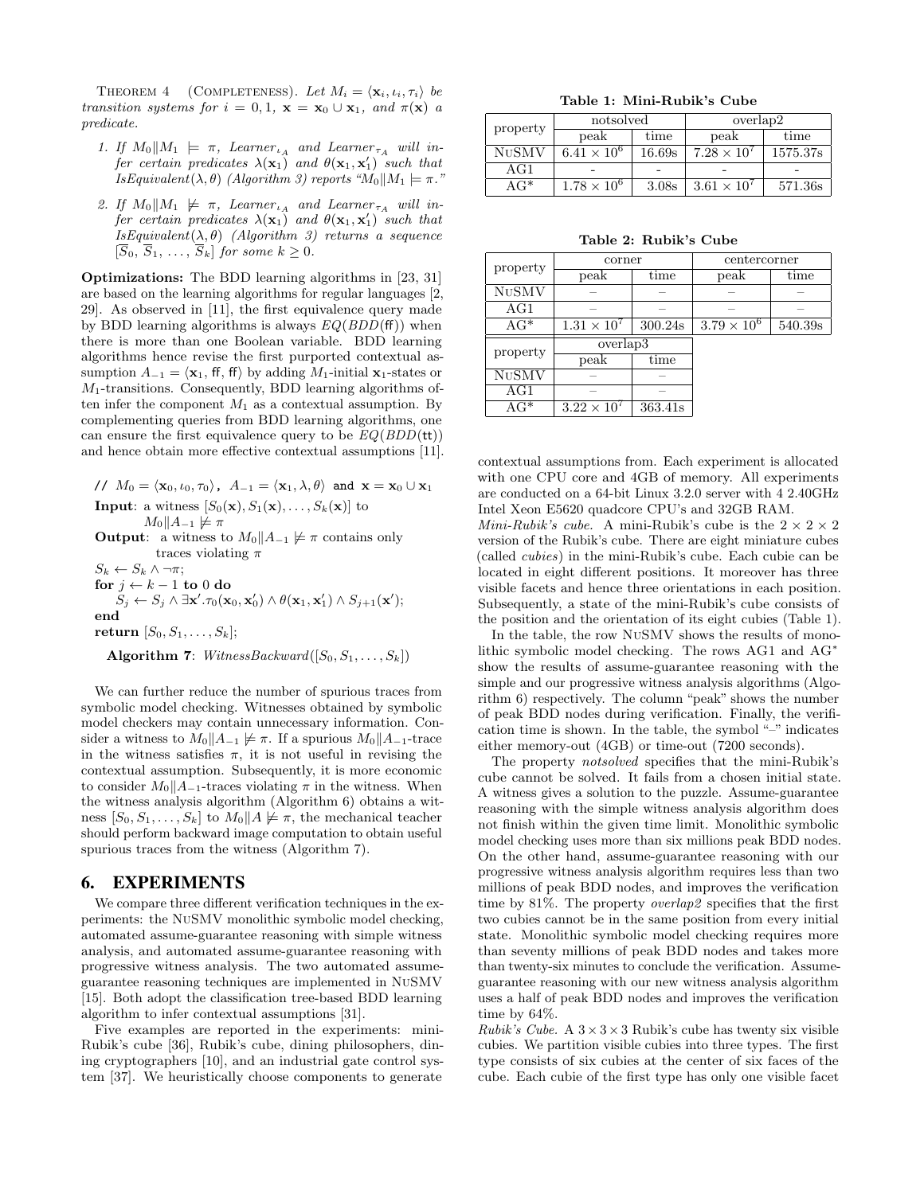THEOREM 4 (COMPLETENESS). *Let $M_i = \langle \mathbf{x}_i, \iota_i, \tau_i \rangle$ be transition systems for $i = 0, 1$, $\mathbf{x} = \mathbf{x}_0 \cup \mathbf{x}_1$, and $\pi(\mathbf{x})$ a predicate.*

1. *If $M_0 \| M_1 \models \pi$, Learner$_{\iota_A}$ and Learner$_{\tau_A}$ will infer certain predicates $\lambda(\mathbf{x}_1)$ and $\theta(\mathbf{x}_1, \mathbf{x}'_1)$ such that IsEquivalent$(\lambda, \theta)$ (Algorithm 3) reports "$M_0 \| M_1 \models \pi$."*
2. *If $M_0 \| M_1 \not\models \pi$, Learner$_{\iota_A}$ and Learner$_{\tau_A}$ will infer certain predicates $\lambda(\mathbf{x}_1)$ and $\theta(\mathbf{x}_1, \mathbf{x}'_1)$ such that IsEquivalent$(\lambda, \theta)$ (Algorithm 3) returns a sequence $[\overline{S}_0, \overline{S}_1, \ldots, \overline{S}_k]$ for some $k \geq 0$.*

**Optimizations:** The BDD learning algorithms in [23, 31] are based on the learning algorithms for regular languages [2, 29]. As observed in [11], the first equivalence query made by BDD learning algorithms is always $EQ(BDD(\mathsf{ff}))$ when there is more than one Boolean variable. BDD learning algorithms hence revise the first purported contextual assumption $A_{-1} = \langle \mathbf{x}_1, \mathsf{ff}, \mathsf{ff} \rangle$ by adding $M_1$-initial $\mathbf{x}_1$-states or $M_1$-transitions. Consequently, BDD learning algorithms often infer the component $M_1$ as a contextual assumption. By complementing queries from BDD learning algorithms, one can ensure the first equivalence query to be $EQ(BDD(\mathsf{tt}))$ and hence obtain more effective contextual assumptions [11].

// $M_0 = \langle \mathbf{x}_0, \iota_0, \tau_0 \rangle$, $A_{-1} = \langle \mathbf{x}_1, \lambda, \theta \rangle$ and $\mathbf{x} = \mathbf{x}_0 \cup \mathbf{x}_1$

**Input**: a witness $[S_0(\mathbf{x}), S_1(\mathbf{x}), \ldots, S_k(\mathbf{x})]$ to $M_0 \| A_{-1} \not\models \pi$

**Output**: a witness to $M_0 \| A_{-1} \not\models \pi$ contains only traces violating $\pi$

$S_k \leftarrow S_k \wedge \neg\pi$;

**for** $j \leftarrow k-1$ **to** $0$ **do**

  $S_j \leftarrow S_j \wedge \exists \mathbf{x}'.\tau_0(\mathbf{x}_0, \mathbf{x}'_0) \wedge \theta(\mathbf{x}_1, \mathbf{x}'_1) \wedge S_{j+1}(\mathbf{x}')$;

**end**

**return** $[S_0, S_1, \ldots, S_k]$;

**Algorithm 7**: *WitnessBackward*$([S_0, S_1, \ldots, S_k])$

We can further reduce the number of spurious traces from symbolic model checking. Witnesses obtained by symbolic model checkers may contain unnecessary information. Consider a witness to $M_0 \| A_{-1} \not\models \pi$. If a spurious $M_0 \| A_{-1}$-trace in the witness satisfies $\pi$, it is not useful in revising the contextual assumption. Subsequently, it is more economic to consider $M_0 \| A_{-1}$-traces violating $\pi$ in the witness. When the witness analysis algorithm (Algorithm 6) obtains a witness $[S_0, S_1, \ldots, S_k]$ to $M_0 \| A \not\models \pi$, the mechanical teacher should perform backward image computation to obtain useful spurious traces from the witness (Algorithm 7).

## 6. EXPERIMENTS

We compare three different verification techniques in the experiments: the NuSMV monolithic symbolic model checking, automated assume-guarantee reasoning with simple witness analysis, and automated assume-guarantee reasoning with progressive witness analysis. The two automated assume-guarantee reasoning techniques are implemented in NuSMV [15]. Both adopt the classification tree-based BDD learning algorithm to infer contextual assumptions [31].

Five examples are reported in the experiments: mini-Rubik's cube [36], Rubik's cube, dining philosophers, dining cryptographers [10], and an industrial gate control system [37]. We heuristically choose components to generate contextual assumptions from. Each experiment is allocated with one CPU core and 4GB of memory. All experiments are conducted on a 64-bit Linux 3.2.0 server with 4 2.40GHz Intel Xeon E5620 quadcore CPU's and 32GB RAM.

**Table 1: Mini-Rubik's Cube**

| property | notsolved | | overlap2 | |
|---|---|---|---|---|
| | peak | time | peak | time |
| NuSMV | $6.41 \times 10^6$ | 16.69s | $7.28 \times 10^7$ | 1575.37s |
| AG1 | - | - | - | - |
| AG* | $1.78 \times 10^6$ | 3.08s | $3.61 \times 10^7$ | 571.36s |

**Table 2: Rubik's Cube**

| property | corner | | centercorner | |
|---|---|---|---|---|
| | peak | time | peak | time |
| NuSMV | – | – | – | – |
| AG1 | – | – | – | – |
| AG* | $1.31 \times 10^7$ | 300.24s | $3.79 \times 10^6$ | 540.39s |

| property | overlap3 | |
|---|---|---|
| | peak | time |
| NuSMV | – | – |
| AG1 | – | – |
| AG* | $3.22 \times 10^7$ | 363.41s |

*Mini-Rubik's cube.* A mini-Rubik's cube is the $2 \times 2 \times 2$ version of the Rubik's cube. There are eight miniature cubes (called *cubies*) in the mini-Rubik's cube. Each cubie can be located in eight different positions. It moreover has three visible facets and hence three orientations in each position. Subsequently, a state of the mini-Rubik's cube consists of the position and the orientation of its eight cubies (Table 1).

In the table, the row NuSMV shows the results of monolithic symbolic model checking. The rows AG1 and AG* show the results of assume-guarantee reasoning with the simple and our progressive witness analysis algorithms (Algorithm 6) respectively. The column "peak" shows the number of peak BDD nodes during verification. Finally, the verification time is shown. In the table, the symbol "–" indicates either memory-out (4GB) or time-out (7200 seconds).

The property *notsolved* specifies that the mini-Rubik's cube cannot be solved. It fails from a chosen initial state. A witness gives a solution to the puzzle. Assume-guarantee reasoning with the simple witness analysis algorithm does not finish within the given time limit. Monolithic symbolic model checking uses more than six millions peak BDD nodes. On the other hand, assume-guarantee reasoning with our progressive witness analysis algorithm requires less than two millions of peak BDD nodes, and improves the verification time by 81%. The property *overlap2* specifies that the first two cubies cannot be in the same position from every initial state. Monolithic symbolic model checking requires more than seventy millions of peak BDD nodes and takes more than twenty-six minutes to conclude the verification. Assume-guarantee reasoning with our new witness analysis algorithm uses a half of peak BDD nodes and improves the verification time by 64%.

*Rubik's Cube.* A $3 \times 3 \times 3$ Rubik's cube has twenty six visible cubies. We partition visible cubies into three types. The first type consists of six cubies at the center of six faces of the cube. Each cubie of the first type has only one visible facet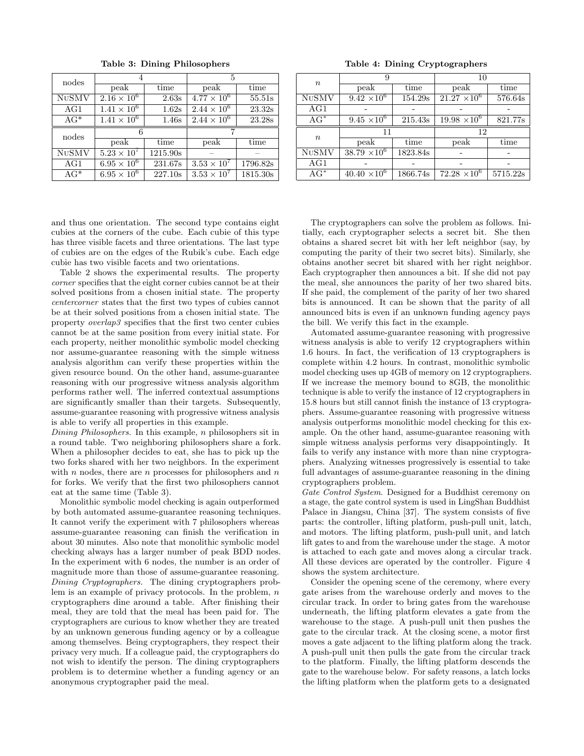**Table 3: Dining Philosophers**

| nodes | 4 | | 5 | |
|---|---|---|---|---|
| | peak | time | peak | time |
| NuSMV | $2.16 \times 10^6$ | 2.63s | $4.77 \times 10^6$ | 55.51s |
| AG1 | $1.41 \times 10^6$ | 1.62s | $2.44 \times 10^6$ | 23.32s |
| AG* | $1.41 \times 10^6$ | 1.46s | $2.44 \times 10^6$ | 23.28s |
| nodes | 6 | | 7 | |
| | peak | time | peak | time |
| NuSMV | $5.23 \times 10^7$ | 1215.90s | – | – |
| AG1 | $6.95 \times 10^6$ | 231.67s | $3.53 \times 10^7$ | 1796.82s |
| AG* | $6.95 \times 10^6$ | 227.10s | $3.53 \times 10^7$ | 1815.30s |

**Table 4: Dining Cryptographers**

| $n$ | 9 | | 10 | |
|---|---|---|---|---|
| | peak | time | peak | time |
| NuSMV | $9.42 \times 10^6$ | 154.29s | $21.27 \times 10^6$ | 576.64s |
| AG1 | - | - | - | - |
| AG* | $9.45 \times 10^6$ | 215.43s | $19.98 \times 10^6$ | 821.77s |
| $n$ | 11 | | 12 | |
| | peak | time | peak | time |
| NuSMV | $38.79 \times 10^6$ | 1823.84s | - | - |
| AG1 | - | - | - | - |
| AG* | $40.40 \times 10^6$ | 1866.74s | $72.28 \times 10^6$ | 5715.22s |

and thus one orientation. The second type contains eight cubies at the corners of the cube. Each cubie of this type has three visible facets and three orientations. The last type of cubies are on the edges of the Rubik's cube. Each edge cubie has two visible facets and two orientations.

Table 2 shows the experimental results. The property *corner* specifies that the eight corner cubies cannot be at their solved positions from a chosen initial state. The property *centercorner* states that the first two types of cubies cannot be at their solved positions from a chosen initial state. The property *overlap3* specifies that the first two center cubies cannot be at the same position from every initial state. For each property, neither monolithic symbolic model checking nor assume-guarantee reasoning with the simple witness analysis algorithm can verify these properties within the given resource bound. On the other hand, assume-guarantee reasoning with our progressive witness analysis algorithm performs rather well. The inferred contextual assumptions are significantly smaller than their targets. Subsequently, assume-guarantee reasoning with progressive witness analysis is able to verify all properties in this example.

*Dining Philosophers.* In this example, $n$ philosophers sit in a round table. Two neighboring philosophers share a fork. When a philosopher decides to eat, she has to pick up the two forks shared with her two neighbors. In the experiment with $n$ nodes, there are $n$ processes for philosophers and $n$ for forks. We verify that the first two philosophers cannot eat at the same time (Table 3).

Monolithic symbolic model checking is again outperformed by both automated assume-guarantee reasoning techniques. It cannot verify the experiment with 7 philosophers whereas assume-guarantee reasoning can finish the verification in about 30 minutes. Also note that monolithic symbolic model checking always has a larger number of peak BDD nodes. In the experiment with 6 nodes, the number is an order of magnitude more than those of assume-guarantee reasoning.

*Dining Cryptographers.* The dining cryptographers problem is an example of privacy protocols. In the problem, $n$ cryptographers dine around a table. After finishing their meal, they are told that the meal has been paid for. The cryptographers are curious to know whether they are treated by an unknown generous funding agency or by a colleague among themselves. Being cryptographers, they respect their privacy very much. If a colleague paid, the cryptographers do not wish to identify the person. The dining cryptographers problem is to determine whether a funding agency or an anonymous cryptographer paid the meal.

The cryptographers can solve the problem as follows. Initially, each cryptographer selects a secret bit. She then obtains a shared secret bit with her left neighbor (say, by computing the parity of their two secret bits). Similarly, she obtains another secret bit shared with her right neighbor. Each cryptographer then announces a bit. If she did not pay the meal, she announces the parity of her two shared bits. If she paid, the complement of the parity of her two shared bits is announced. It can be shown that the parity of all announced bits is even if an unknown funding agency pays the bill. We verify this fact in the example.

Automated assume-guarantee reasoning with progressive witness analysis is able to verify 12 cryptographers within 1.6 hours. In fact, the verification of 13 cryptographers is complete within 4.2 hours. In contrast, monolithic symbolic model checking uses up 4GB of memory on 12 cryptographers. If we increase the memory bound to 8GB, the monolithic technique is able to verify the instance of 12 cryptographers in 15.8 hours but still cannot finish the instance of 13 cryptographers. Assume-guarantee reasoning with progressive witness analysis outperforms monolithic model checking for this example. On the other hand, assume-guarantee reasoning with simple witness analysis performs very disappointingly. It fails to verify any instance with more than nine cryptographers. Analyzing witnesses progressively is essential to take full advantages of assume-guarantee reasoning in the dining cryptographers problem.

*Gate Control System.* Designed for a Buddhist ceremony on a stage, the gate control system is used in LingShan Buddhist Palace in Jiangsu, China [37]. The system consists of five parts: the controller, lifting platform, push-pull unit, latch, and motors. The lifting platform, push-pull unit, and latch lift gates to and from the warehouse under the stage. A motor is attached to each gate and moves along a circular track. All these devices are operated by the controller. Figure 4 shows the system architecture.

Consider the opening scene of the ceremony, where every gate arises from the warehouse orderly and moves to the circular track. In order to bring gates from the warehouse underneath, the lifting platform elevates a gate from the warehouse to the stage. A push-pull unit then pushes the gate to the circular track. At the closing scene, a motor first moves a gate adjacent to the lifting platform along the track. A push-pull unit then pulls the gate from the circular track to the platform. Finally, the lifting platform descends the gate to the warehouse below. For safety reasons, a latch locks the lifting platform when the platform gets to a designated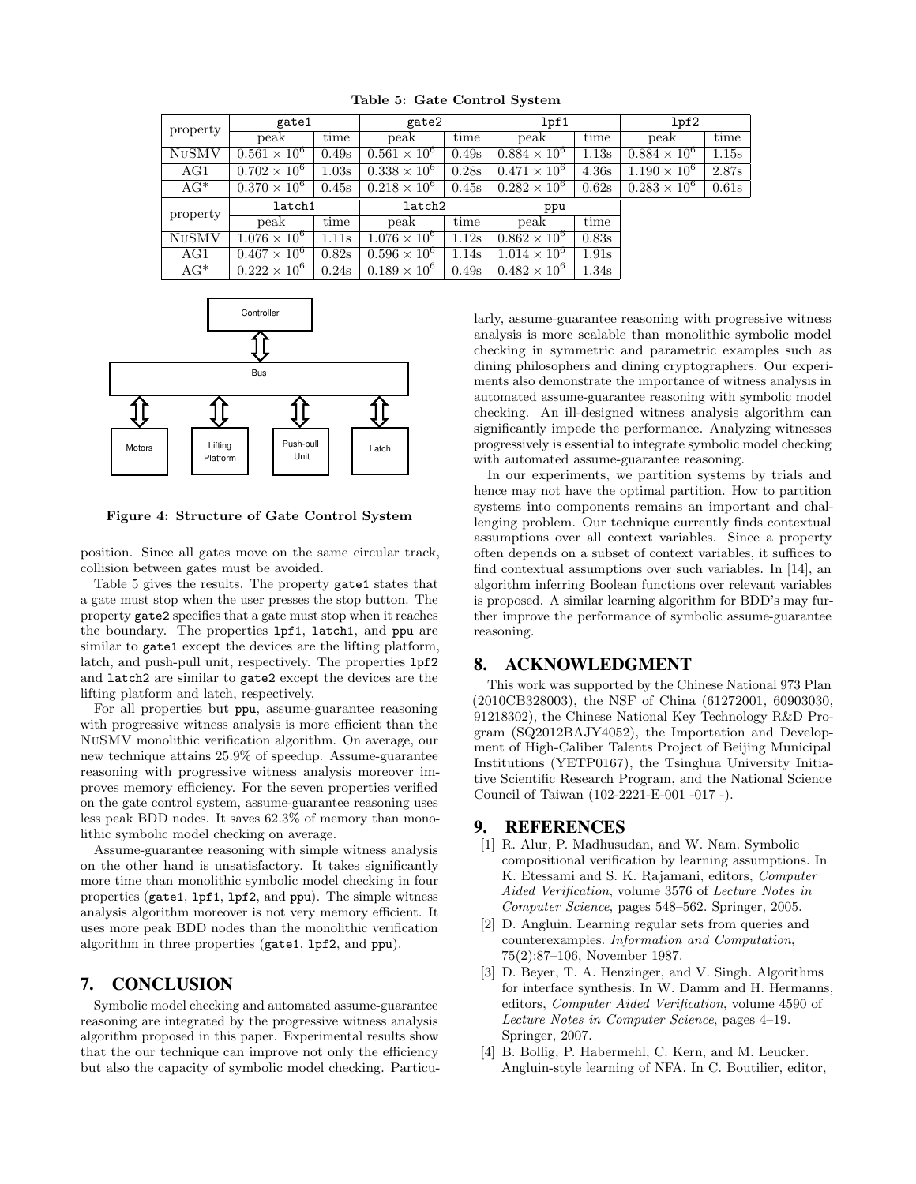**Table 5: Gate Control System**

| property | gate1 | | gate2 | | lpf1 | | lpf2 | |
|---|---|---|---|---|---|---|---|---|
| | peak | time | peak | time | peak | time | peak | time |
| NuSMV | $0.561 \times 10^6$ | 0.49s | $0.561 \times 10^6$ | 0.49s | $0.884 \times 10^6$ | 1.13s | $0.884 \times 10^6$ | 1.15s |
| AG1 | $0.702 \times 10^6$ | 1.03s | $0.338 \times 10^6$ | 0.28s | $0.471 \times 10^6$ | 4.36s | $1.190 \times 10^6$ | 2.87s |
| AG* | $0.370 \times 10^6$ | 0.45s | $0.218 \times 10^6$ | 0.45s | $0.282 \times 10^6$ | 0.62s | $0.283 \times 10^6$ | 0.61s |

| property | latch1 | | latch2 | | ppu | |
|---|---|---|---|---|---|---|
| | peak | time | peak | time | peak | time |
| NuSMV | $1.076 \times 10^6$ | 1.11s | $1.076 \times 10^6$ | 1.12s | $0.862 \times 10^6$ | 0.83s |
| AG1 | $0.467 \times 10^6$ | 0.82s | $0.596 \times 10^6$ | 1.14s | $1.014 \times 10^6$ | 1.91s |
| AG* | $0.222 \times 10^6$ | 0.24s | $0.189 \times 10^6$ | 0.49s | $0.482 \times 10^6$ | 1.34s |

Controller

Bus

Motors | Lifting Platform | Push-pull Unit | Latch

**Figure 4: Structure of Gate Control System**

position. Since all gates move on the same circular track, collision between gates must be avoided.

Table 5 gives the results. The property `gate1` states that a gate must stop when the user presses the stop button. The property `gate2` specifies that a gate must stop when it reaches the boundary. The properties `lpf1`, `latch1`, and `ppu` are similar to `gate1` except the devices are the lifting platform, latch, and push-pull unit, respectively. The properties `lpf2` and `latch2` are similar to `gate2` except the devices are the lifting platform and latch, respectively.

For all properties but `ppu`, assume-guarantee reasoning with progressive witness analysis is more efficient than the NuSMV monolithic verification algorithm. On average, our new technique attains 25.9% of speedup. Assume-guarantee reasoning with progressive witness analysis moreover improves memory efficiency. For the seven properties verified on the gate control system, assume-guarantee reasoning uses less peak BDD nodes. It saves 62.3% of memory than monolithic symbolic model checking on average.

Assume-guarantee reasoning with simple witness analysis on the other hand is unsatisfactory. It takes significantly more time than monolithic symbolic model checking in four properties (`gate1`, `lpf1`, `lpf2`, and `ppu`). The simple witness analysis algorithm moreover is not very memory efficient. It uses more peak BDD nodes than the monolithic verification algorithm in three properties (`gate1`, `lpf2`, and `ppu`).

## 7. CONCLUSION

Symbolic model checking and automated assume-guarantee reasoning are integrated by the progressive witness analysis algorithm proposed in this paper. Experimental results show that the our technique can improve not only the efficiency but also the capacity of symbolic model checking. Particularly, assume-guarantee reasoning with progressive witness analysis is more scalable than monolithic symbolic model checking in symmetric and parametric examples such as dining philosophers and dining cryptographers. Our experiments also demonstrate the importance of witness analysis in automated assume-guarantee reasoning with symbolic model checking. An ill-designed witness analysis algorithm can significantly impede the performance. Analyzing witnesses progressively is essential to integrate symbolic model checking with automated assume-guarantee reasoning.

In our experiments, we partition systems by trials and hence may not have the optimal partition. How to partition systems into components remains an important and challenging problem. Our technique currently finds contextual assumptions over all context variables. Since a property often depends on a subset of context variables, it suffices to find contextual assumptions over such variables. In [14], an algorithm inferring Boolean functions over relevant variables is proposed. A similar learning algorithm for BDD's may further improve the performance of symbolic assume-guarantee reasoning.

## 8. ACKNOWLEDGMENT

This work was supported by the Chinese National 973 Plan (2010CB328003), the NSF of China (61272001, 60903030, 91218302), the Chinese National Key Technology R&D Program (SQ2012BAJY4052), the Importation and Development of High-Caliber Talents Project of Beijing Municipal Institutions (YETP0167), the Tsinghua University Initiative Scientific Research Program, and the National Science Council of Taiwan (102-2221-E-001 -017 -).

## 9. REFERENCES

[1] R. Alur, P. Madhusudan, and W. Nam. Symbolic compositional verification by learning assumptions. In K. Etessami and S. K. Rajamani, editors, *Computer Aided Verification*, volume 3576 of *Lecture Notes in Computer Science*, pages 548–562. Springer, 2005.

[2] D. Angluin. Learning regular sets from queries and counterexamples. *Information and Computation*, 75(2):87–106, November 1987.

[3] D. Beyer, T. A. Henzinger, and V. Singh. Algorithms for interface synthesis. In W. Damm and H. Hermanns, editors, *Computer Aided Verification*, volume 4590 of *Lecture Notes in Computer Science*, pages 4–19. Springer, 2007.

[4] B. Bollig, P. Habermehl, C. Kern, and M. Leucker. Angluin-style learning of NFA. In C. Boutilier, editor,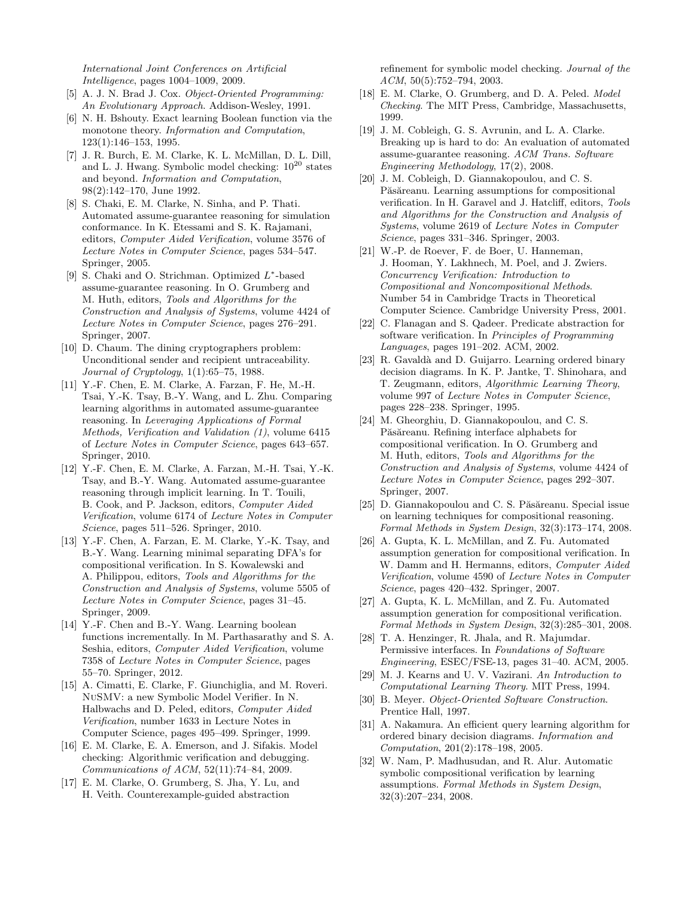*International Joint Conferences on Artificial Intelligence*, pages 1004–1009, 2009.

[5] A. J. N. Brad J. Cox. *Object-Oriented Programming: An Evolutionary Approach*. Addison-Wesley, 1991.

[6] N. H. Bshouty. Exact learning Boolean function via the monotone theory. *Information and Computation*, 123(1):146–153, 1995.

[7] J. R. Burch, E. M. Clarke, K. L. McMillan, D. L. Dill, and L. J. Hwang. Symbolic model checking: $10^{20}$ states and beyond. *Information and Computation*, 98(2):142–170, June 1992.

[8] S. Chaki, E. M. Clarke, N. Sinha, and P. Thati. Automated assume-guarantee reasoning for simulation conformance. In K. Etessami and S. K. Rajamani, editors, *Computer Aided Verification*, volume 3576 of *Lecture Notes in Computer Science*, pages 534–547. Springer, 2005.

[9] S. Chaki and O. Strichman. Optimized $L^*$-based assume-guarantee reasoning. In O. Grumberg and M. Huth, editors, *Tools and Algorithms for the Construction and Analysis of Systems*, volume 4424 of *Lecture Notes in Computer Science*, pages 276–291. Springer, 2007.

[10] D. Chaum. The dining cryptographers problem: Unconditional sender and recipient untraceability. *Journal of Cryptology*, 1(1):65–75, 1988.

[11] Y.-F. Chen, E. M. Clarke, A. Farzan, F. He, M.-H. Tsai, Y.-K. Tsay, B.-Y. Wang, and L. Zhu. Comparing learning algorithms in automated assume-guarantee reasoning. In *Leveraging Applications of Formal Methods, Verification and Validation (1)*, volume 6415 of *Lecture Notes in Computer Science*, pages 643–657. Springer, 2010.

[12] Y.-F. Chen, E. M. Clarke, A. Farzan, M.-H. Tsai, Y.-K. Tsay, and B.-Y. Wang. Automated assume-guarantee reasoning through implicit learning. In T. Touili, B. Cook, and P. Jackson, editors, *Computer Aided Verification*, volume 6174 of *Lecture Notes in Computer Science*, pages 511–526. Springer, 2010.

[13] Y.-F. Chen, A. Farzan, E. M. Clarke, Y.-K. Tsay, and B.-Y. Wang. Learning minimal separating DFA's for compositional verification. In S. Kowalewski and A. Philippou, editors, *Tools and Algorithms for the Construction and Analysis of Systems*, volume 5505 of *Lecture Notes in Computer Science*, pages 31–45. Springer, 2009.

[14] Y.-F. Chen and B.-Y. Wang. Learning boolean functions incrementally. In M. Parthasarathy and S. A. Seshia, editors, *Computer Aided Verification*, volume 7358 of *Lecture Notes in Computer Science*, pages 55–70. Springer, 2012.

[15] A. Cimatti, E. Clarke, F. Giunchiglia, and M. Roveri. NuSMV: a new Symbolic Model Verifier. In N. Halbwachs and D. Peled, editors, *Computer Aided Verification*, number 1633 in Lecture Notes in Computer Science, pages 495–499. Springer, 1999.

[16] E. M. Clarke, E. A. Emerson, and J. Sifakis. Model checking: Algorithmic verification and debugging. *Communications of ACM*, 52(11):74–84, 2009.

[17] E. M. Clarke, O. Grumberg, S. Jha, Y. Lu, and H. Veith. Counterexample-guided abstraction refinement for symbolic model checking. *Journal of the ACM*, 50(5):752–794, 2003.

[18] E. M. Clarke, O. Grumberg, and D. A. Peled. *Model Checking*. The MIT Press, Cambridge, Massachusetts, 1999.

[19] J. M. Cobleigh, G. S. Avrunin, and L. A. Clarke. Breaking up is hard to do: An evaluation of automated assume-guarantee reasoning. *ACM Trans. Software Engineering Methodology*, 17(2), 2008.

[20] J. M. Cobleigh, D. Giannakopoulou, and C. S. Păsăreanu. Learning assumptions for compositional verification. In H. Garavel and J. Hatcliff, editors, *Tools and Algorithms for the Construction and Analysis of Systems*, volume 2619 of *Lecture Notes in Computer Science*, pages 331–346. Springer, 2003.

[21] W.-P. de Roever, F. de Boer, U. Hanneman, J. Hooman, Y. Lakhnech, M. Poel, and J. Zwiers. *Concurrency Verification: Introduction to Compositional and Noncompositional Methods*. Number 54 in Cambridge Tracts in Theoretical Computer Science. Cambridge University Press, 2001.

[22] C. Flanagan and S. Qadeer. Predicate abstraction for software verification. In *Principles of Programming Languages*, pages 191–202. ACM, 2002.

[23] R. Gavaldà and D. Guijarro. Learning ordered binary decision diagrams. In K. P. Jantke, T. Shinohara, and T. Zeugmann, editors, *Algorithmic Learning Theory*, volume 997 of *Lecture Notes in Computer Science*, pages 228–238. Springer, 1995.

[24] M. Gheorghiu, D. Giannakopoulou, and C. S. Păsăreanu. Refining interface alphabets for compositional verification. In O. Grumberg and M. Huth, editors, *Tools and Algorithms for the Construction and Analysis of Systems*, volume 4424 of *Lecture Notes in Computer Science*, pages 292–307. Springer, 2007.

[25] D. Giannakopoulou and C. S. Păsăreanu. Special issue on learning techniques for compositional reasoning. *Formal Methods in System Design*, 32(3):173–174, 2008.

[26] A. Gupta, K. L. McMillan, and Z. Fu. Automated assumption generation for compositional verification. In W. Damm and H. Hermanns, editors, *Computer Aided Verification*, volume 4590 of *Lecture Notes in Computer Science*, pages 420–432. Springer, 2007.

[27] A. Gupta, K. L. McMillan, and Z. Fu. Automated assumption generation for compositional verification. *Formal Methods in System Design*, 32(3):285–301, 2008.

[28] T. A. Henzinger, R. Jhala, and R. Majumdar. Permissive interfaces. In *Foundations of Software Engineering*, ESEC/FSE-13, pages 31–40. ACM, 2005.

[29] M. J. Kearns and U. V. Vazirani. *An Introduction to Computational Learning Theory*. MIT Press, 1994.

[30] B. Meyer. *Object-Oriented Software Construction*. Prentice Hall, 1997.

[31] A. Nakamura. An efficient query learning algorithm for ordered binary decision diagrams. *Information and Computation*, 201(2):178–198, 2005.

[32] W. Nam, P. Madhusudan, and R. Alur. Automatic symbolic compositional verification by learning assumptions. *Formal Methods in System Design*, 32(3):207–234, 2008.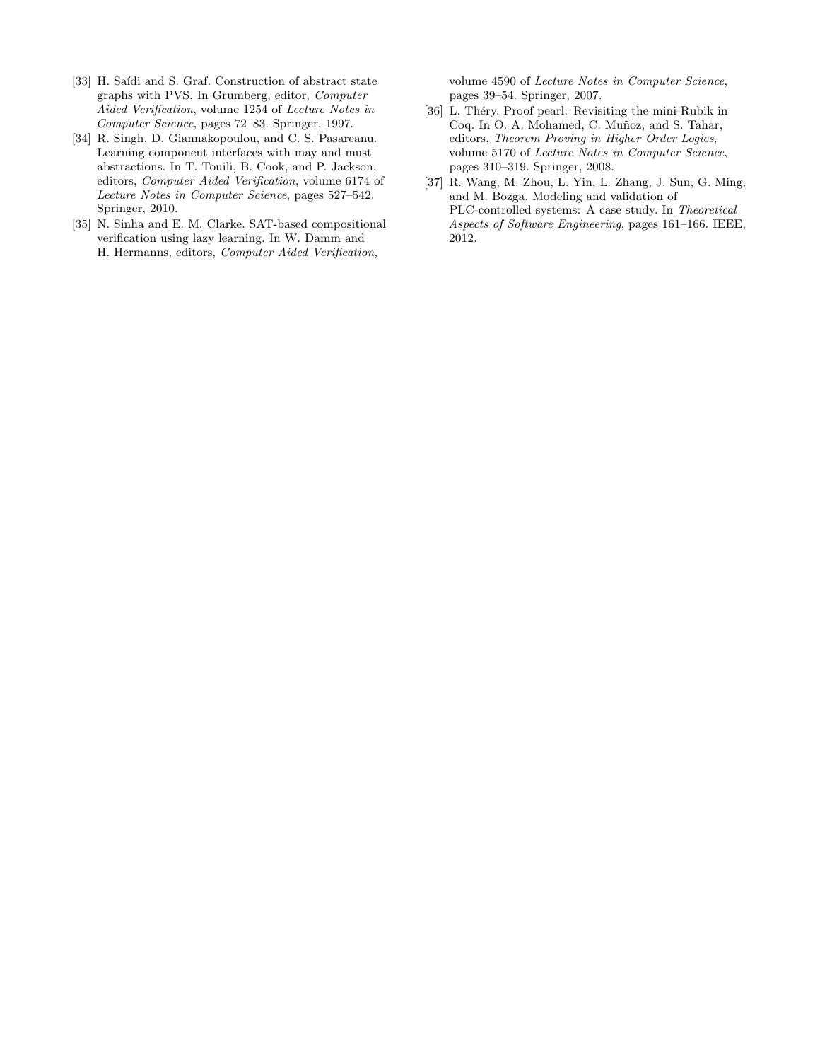[33] H. Saídi and S. Graf. Construction of abstract state graphs with PVS. In Grumberg, editor, *Computer Aided Verification*, volume 1254 of *Lecture Notes in Computer Science*, pages 72–83. Springer, 1997.

[34] R. Singh, D. Giannakopoulou, and C. S. Pasareanu. Learning component interfaces with may and must abstractions. In T. Touili, B. Cook, and P. Jackson, editors, *Computer Aided Verification*, volume 6174 of *Lecture Notes in Computer Science*, pages 527–542. Springer, 2010.

[35] N. Sinha and E. M. Clarke. SAT-based compositional verification using lazy learning. In W. Damm and H. Hermanns, editors, *Computer Aided Verification*, volume 4590 of *Lecture Notes in Computer Science*, pages 39–54. Springer, 2007.

[36] L. Théry. Proof pearl: Revisiting the mini-Rubik in Coq. In O. A. Mohamed, C. Muñoz, and S. Tahar, editors, *Theorem Proving in Higher Order Logics*, volume 5170 of *Lecture Notes in Computer Science*, pages 310–319. Springer, 2008.

[37] R. Wang, M. Zhou, L. Yin, L. Zhang, J. Sun, G. Ming, and M. Bozga. Modeling and validation of PLC-controlled systems: A case study. In *Theoretical Aspects of Software Engineering*, pages 161–166. IEEE, 2012.